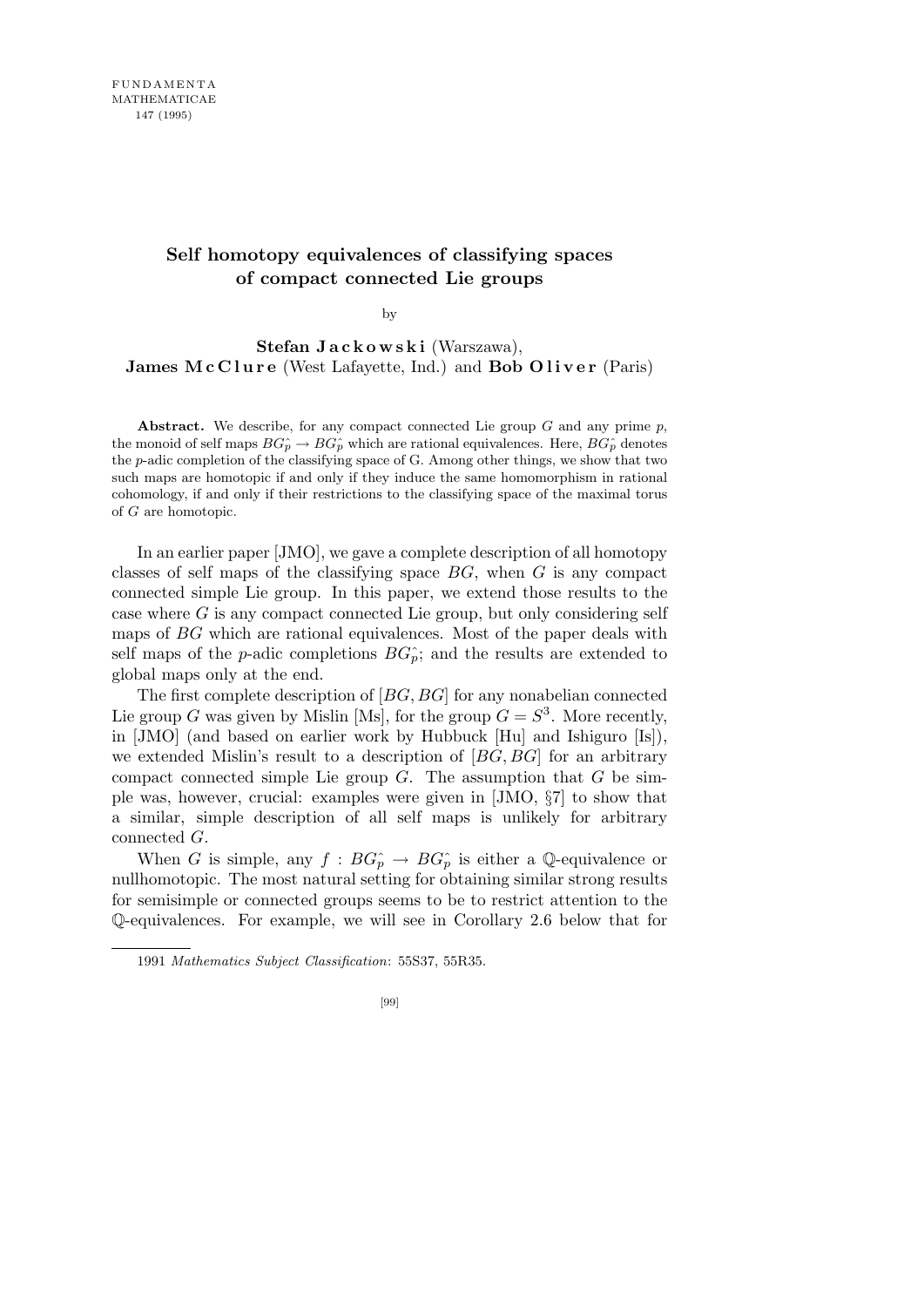# Self homotopy equivalences of classifying spaces of compact connected Lie groups

by

**Stefan Jackowski** (Warszawa),
**James McClure** (West Lafayette, Ind.) and **Bob Oliver** (Paris)

**Abstract.** We describe, for any compact connected Lie group $G$ and any prime $p$, the monoid of self maps $BG^\wedge_p \to BG^\wedge_p$ which are rational equivalences. Here, $BG^\wedge_p$ denotes the $p$-adic completion of the classifying space of G. Among other things, we show that two such maps are homotopic if and only if they induce the same homomorphism in rational cohomology, if and only if their restrictions to the classifying space of the maximal torus of $G$ are homotopic.

In an earlier paper [JMO], we gave a complete description of all homotopy classes of self maps of the classifying space $BG$, when $G$ is any compact connected simple Lie group. In this paper, we extend those results to the case where $G$ is any compact connected Lie group, but only considering self maps of $BG$ which are rational equivalences. Most of the paper deals with self maps of the $p$-adic completions $BG^\wedge_p$; and the results are extended to global maps only at the end.

The first complete description of $[BG, BG]$ for any nonabelian connected Lie group $G$ was given by Mislin [Ms], for the group $G = S^3$. More recently, in [JMO] (and based on earlier work by Hubbuck [Hu] and Ishiguro [Is]), we extended Mislin's result to a description of $[BG, BG]$ for an arbitrary compact connected simple Lie group $G$. The assumption that $G$ be simple was, however, crucial: examples were given in [JMO, §7] to show that a similar, simple description of all self maps is unlikely for arbitrary connected $G$.

When $G$ is simple, any $f : BG^\wedge_p \to BG^\wedge_p$ is either a $\mathbb{Q}$-equivalence or nullhomotopic. The most natural setting for obtaining similar strong results for semisimple or connected groups seems to be to restrict attention to the $\mathbb{Q}$-equivalences. For example, we will see in Corollary 2.6 below that for

1991 *Mathematics Subject Classification*: 55S37, 55R35.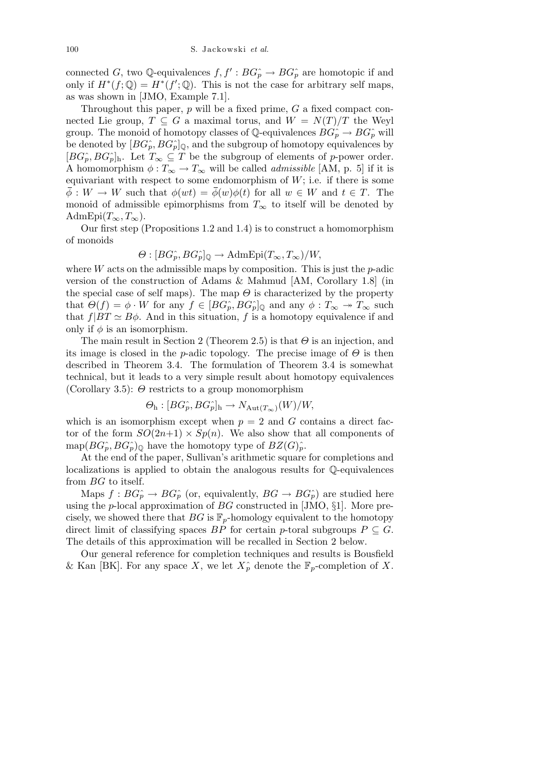connected $G$, two $\mathbb{Q}$-equivalences $f, f' : BG^\wedge_p \to BG^\wedge_p$ are homotopic if and only if $H^*(f;\mathbb{Q}) = H^*(f';\mathbb{Q})$. This is not the case for arbitrary self maps, as was shown in [JMO, Example 7.1].

Throughout this paper, $p$ will be a fixed prime, $G$ a fixed compact connected Lie group, $T \subseteq G$ a maximal torus, and $W = N(T)/T$ the Weyl group. The monoid of homotopy classes of $\mathbb{Q}$-equivalences $BG^\wedge_p \to BG^\wedge_p$ will be denoted by $[BG^\wedge_p, BG^\wedge_p]_\mathbb{Q}$, and the subgroup of homotopy equivalences by $[BG^\wedge_p, BG^\wedge_p]_\mathrm{h}$. Let $T_\infty \subseteq T$ be the subgroup of elements of $p$-power order. A homomorphism $\phi : T_\infty \to T_\infty$ will be called *admissible* [AM, p. 5] if it is equivariant with respect to some endomorphism of $W$; i.e. if there is some $\bar{\phi} : W \to W$ such that $\phi(wt) = \bar{\phi}(w)\phi(t)$ for all $w \in W$ and $t \in T$. The monoid of admissible epimorphisms from $T_\infty$ to itself will be denoted by $\mathrm{AdmEpi}(T_\infty, T_\infty)$.

Our first step (Propositions 1.2 and 1.4) is to construct a homomorphism of monoids

$$\Theta : [BG^\wedge_p, BG^\wedge_p]_\mathbb{Q} \to \mathrm{AdmEpi}(T_\infty, T_\infty)/W,$$

where $W$ acts on the admissible maps by composition. This is just the $p$-adic version of the construction of Adams & Mahmud [AM, Corollary 1.8] (in the special case of self maps). The map $\Theta$ is characterized by the property that $\Theta(f) = \phi \cdot W$ for any $f \in [BG^\wedge_p, BG^\wedge_p]_\mathbb{Q}$ and any $\phi : T_\infty \twoheadrightarrow T_\infty$ such that $f|BT \simeq B\phi$. And in this situation, $f$ is a homotopy equivalence if and only if $\phi$ is an isomorphism.

The main result in Section 2 (Theorem 2.5) is that $\Theta$ is an injection, and its image is closed in the $p$-adic topology. The precise image of $\Theta$ is then described in Theorem 3.4. The formulation of Theorem 3.4 is somewhat technical, but it leads to a very simple result about homotopy equivalences (Corollary 3.5): $\Theta$ restricts to a group monomorphism

$$\Theta_\mathrm{h} : [BG^\wedge_p, BG^\wedge_p]_\mathrm{h} \to N_{\mathrm{Aut}(T_\infty)}(W)/W,$$

which is an isomorphism except when $p = 2$ and $G$ contains a direct factor of the form $SO(2n+1) \times Sp(n)$. We also show that all components of $\mathrm{map}(BG^\wedge_p, BG^\wedge_p)_\mathbb{Q}$ have the homotopy type of $BZ(G)^\wedge_p$.

At the end of the paper, Sullivan's arithmetic square for completions and localizations is applied to obtain the analogous results for $\mathbb{Q}$-equivalences from $BG$ to itself.

Maps $f : BG^\wedge_p \to BG^\wedge_p$ (or, equivalently, $BG \to BG^\wedge_p$) are studied here using the $p$-local approximation of $BG$ constructed in [JMO, §1]. More precisely, we showed there that $BG$ is $\mathbb{F}_p$-homology equivalent to the homotopy direct limit of classifying spaces $BP$ for certain $p$-toral subgroups $P \subseteq G$. The details of this approximation will be recalled in Section 2 below.

Our general reference for completion techniques and results is Bousfield & Kan [BK]. For any space $X$, we let $X^\wedge_p$ denote the $\mathbb{F}_p$-completion of $X$.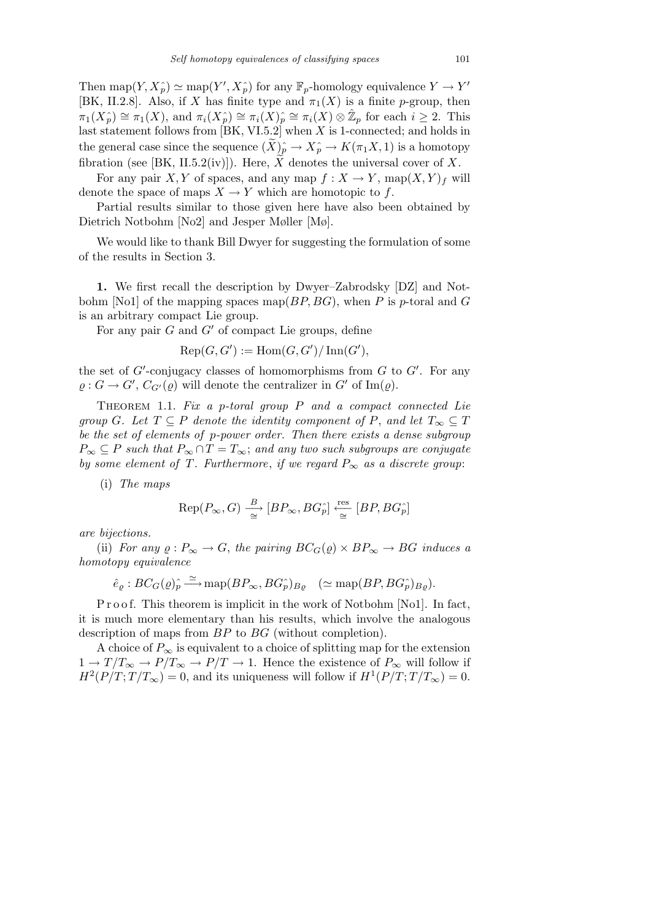Then $\mathrm{map}(Y, X^\wedge_p) \simeq \mathrm{map}(Y', X^\wedge_p)$ for any $\mathbb{F}_p$-homology equivalence $Y \to Y'$ [BK, II.2.8]. Also, if $X$ has finite type and $\pi_1(X)$ is a finite $p$-group, then $\pi_1(X^\wedge_p) \cong \pi_1(X)$, and $\pi_i(X^\wedge_p) \cong \pi_i(X)^\wedge_p \cong \pi_i(X) \otimes \hat{\mathbb{Z}}_p$ for each $i \geq 2$. This last statement follows from [BK, VI.5.2] when $X$ is 1-connected; and holds in the general case since the sequence $(\widetilde{X})^\wedge_p \to X^\wedge_p \to K(\pi_1 X, 1)$ is a homotopy fibration (see [BK, II.5.2(iv)]). Here, $\widetilde{X}$ denotes the universal cover of $X$.

For any pair $X, Y$ of spaces, and any map $f : X \to Y$, $\mathrm{map}(X, Y)_f$ will denote the space of maps $X \to Y$ which are homotopic to $f$.

Partial results similar to those given here have also been obtained by Dietrich Notbohm [No2] and Jesper Møller [Mø].

We would like to thank Bill Dwyer for suggesting the formulation of some of the results in Section 3.

**1.** We first recall the description by Dwyer–Zabrodsky [DZ] and Notbohm [No1] of the mapping spaces $\mathrm{map}(BP, BG)$, when $P$ is $p$-toral and $G$ is an arbitrary compact Lie group.

For any pair $G$ and $G'$ of compact Lie groups, define

$$\mathrm{Rep}(G, G') := \mathrm{Hom}(G, G')/\mathrm{Inn}(G'),$$

the set of $G'$-conjugacy classes of homomorphisms from $G$ to $G'$. For any $\varrho : G \to G'$, $C_{G'}(\varrho)$ will denote the centralizer in $G'$ of $\mathrm{Im}(\varrho)$.

Theorem 1.1. *Fix a $p$-toral group $P$ and a compact connected Lie group $G$. Let $T \subseteq P$ denote the identity component of $P$, and let $T_\infty \subseteq T$ be the set of elements of $p$-power order. Then there exists a dense subgroup $P_\infty \subseteq P$ such that $P_\infty \cap T = T_\infty$; and any two such subgroups are conjugate by some element of $T$. Furthermore, if we regard $P_\infty$ as a discrete group*:

(i) *The maps*

$$\mathrm{Rep}(P_\infty, G) \xrightarrow[\cong]{B} [BP_\infty, BG^\wedge_p] \xleftarrow[\cong]{\mathrm{res}} [BP, BG^\wedge_p]$$

*are bijections.*

(ii) *For any $\varrho : P_\infty \to G$, the pairing $BC_G(\varrho) \times BP_\infty \to BG$ induces a homotopy equivalence*

$$\hat{e}_\varrho : BC_G(\varrho)^\wedge_p \xrightarrow{\simeq} \mathrm{map}(BP_\infty, BG^\wedge_p)_{B\varrho} \quad (\simeq \mathrm{map}(BP, BG^\wedge_p)_{B\varrho}).$$

Proof. This theorem is implicit in the work of Notbohm [No1]. In fact, it is much more elementary than his results, which involve the analogous description of maps from $BP$ to $BG$ (without completion).

A choice of $P_\infty$ is equivalent to a choice of splitting map for the extension $1 \to T/T_\infty \to P/T_\infty \to P/T \to 1$. Hence the existence of $P_\infty$ will follow if $H^2(P/T; T/T_\infty) = 0$, and its uniqueness will follow if $H^1(P/T; T/T_\infty) = 0$.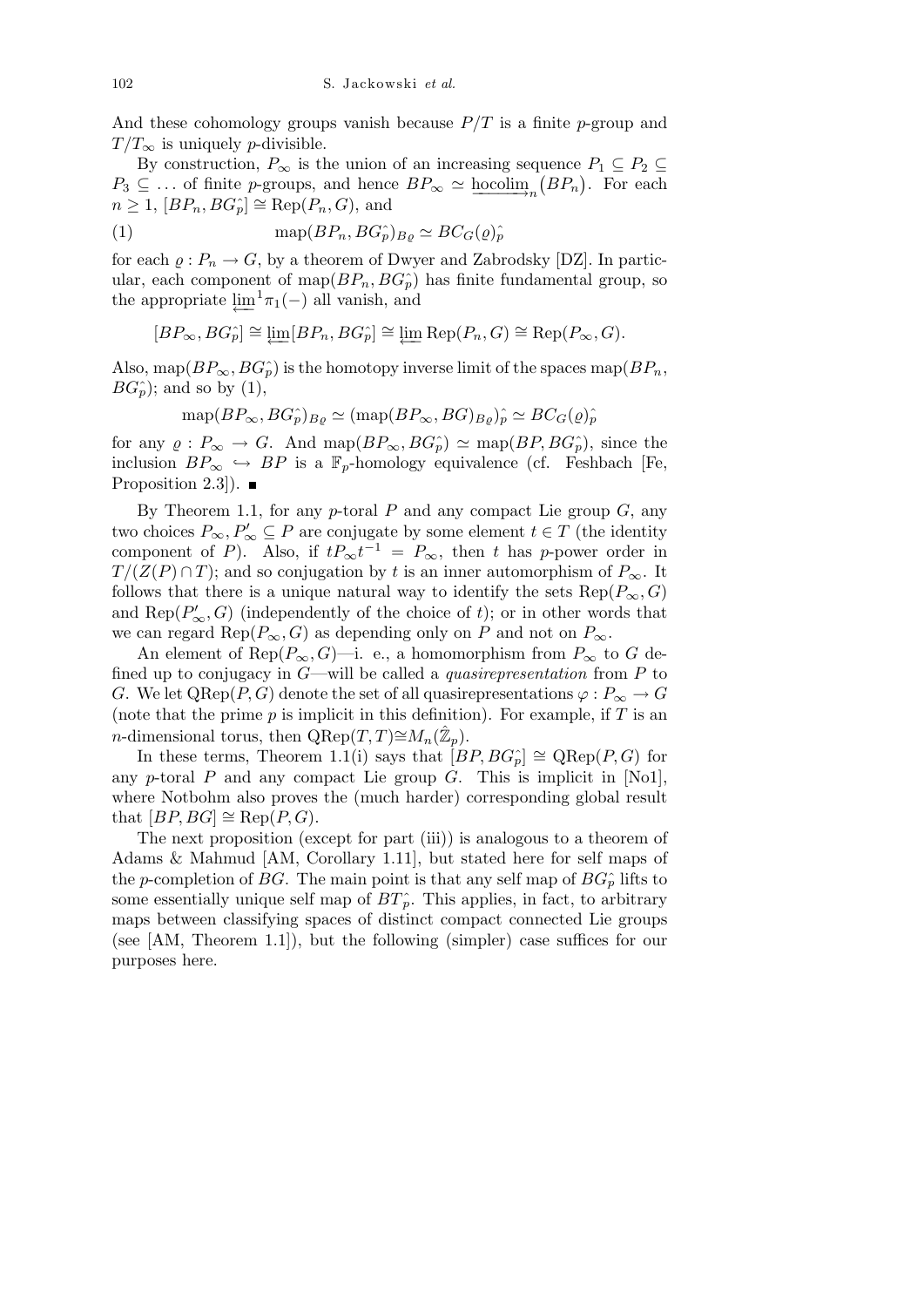And these cohomology groups vanish because $P/T$ is a finite $p$-group and $T/T_\infty$ is uniquely $p$-divisible.

By construction, $P_\infty$ is the union of an increasing sequence $P_1 \subseteq P_2 \subseteq P_3 \subseteq \ldots$ of finite $p$-groups, and hence $BP_\infty \simeq \underrightarrow{\mathrm{hocolim}}_n(BP_n)$. For each $n \geq 1$, $[BP_n, BG^\wedge_p] \cong \mathrm{Rep}(P_n, G)$, and

$$\mathrm{map}(BP_n, BG^\wedge_p)_{B\varrho} \simeq BC_G(\varrho)^\wedge_p \tag{1}$$

for each $\varrho : P_n \to G$, by a theorem of Dwyer and Zabrodsky [DZ]. In particular, each component of $\mathrm{map}(BP_n, BG^\wedge_p)$ has finite fundamental group, so the appropriate $\varprojlim^1 \pi_1(-)$ all vanish, and

$$[BP_\infty, BG^\wedge_p] \cong \varprojlim [BP_n, BG^\wedge_p] \cong \varprojlim \mathrm{Rep}(P_n, G) \cong \mathrm{Rep}(P_\infty, G).$$

Also, $\mathrm{map}(BP_\infty, BG^\wedge_p)$ is the homotopy inverse limit of the spaces $\mathrm{map}(BP_n, BG^\wedge_p)$; and so by (1),

$$\mathrm{map}(BP_\infty, BG^\wedge_p)_{B\varrho} \simeq (\mathrm{map}(BP_\infty, BG)_{B\varrho})^\wedge_p \simeq BC_G(\varrho)^\wedge_p$$

for any $\varrho : P_\infty \to G$. And $\mathrm{map}(BP_\infty, BG^\wedge_p) \simeq \mathrm{map}(BP, BG^\wedge_p)$, since the inclusion $BP_\infty \hookrightarrow BP$ is a $\mathbb{F}_p$-homology equivalence (cf. Feshbach [Fe, Proposition 2.3]). ∎

By Theorem 1.1, for any $p$-toral $P$ and any compact Lie group $G$, any two choices $P_\infty, P'_\infty \subseteq P$ are conjugate by some element $t \in T$ (the identity component of $P$). Also, if $tP_\infty t^{-1} = P_\infty$, then $t$ has $p$-power order in $T/(Z(P) \cap T)$; and so conjugation by $t$ is an inner automorphism of $P_\infty$. It follows that there is a unique natural way to identify the sets $\mathrm{Rep}(P_\infty, G)$ and $\mathrm{Rep}(P'_\infty, G)$ (independently of the choice of $t$); or in other words that we can regard $\mathrm{Rep}(P_\infty, G)$ as depending only on $P$ and not on $P_\infty$.

An element of $\mathrm{Rep}(P_\infty, G)$—i. e., a homomorphism from $P_\infty$ to $G$ defined up to conjugacy in $G$—will be called a *quasirepresentation* from $P$ to $G$. We let $\mathrm{QRep}(P, G)$ denote the set of all quasirepresentations $\varphi : P_\infty \to G$ (note that the prime $p$ is implicit in this definition). For example, if $T$ is an $n$-dimensional torus, then $\mathrm{QRep}(T, T) \cong M_n(\hat{\mathbb{Z}}_p)$.

In these terms, Theorem 1.1(i) says that $[BP, BG^\wedge_p] \cong \mathrm{QRep}(P, G)$ for any $p$-toral $P$ and any compact Lie group $G$. This is implicit in [No1], where Notbohm also proves the (much harder) corresponding global result that $[BP, BG] \cong \mathrm{Rep}(P, G)$.

The next proposition (except for part (iii)) is analogous to a theorem of Adams & Mahmud [AM, Corollary 1.11], but stated here for self maps of the $p$-completion of $BG$. The main point is that any self map of $BG^\wedge_p$ lifts to some essentially unique self map of $BT^\wedge_p$. This applies, in fact, to arbitrary maps between classifying spaces of distinct compact connected Lie groups (see [AM, Theorem 1.1]), but the following (simpler) case suffices for our purposes here.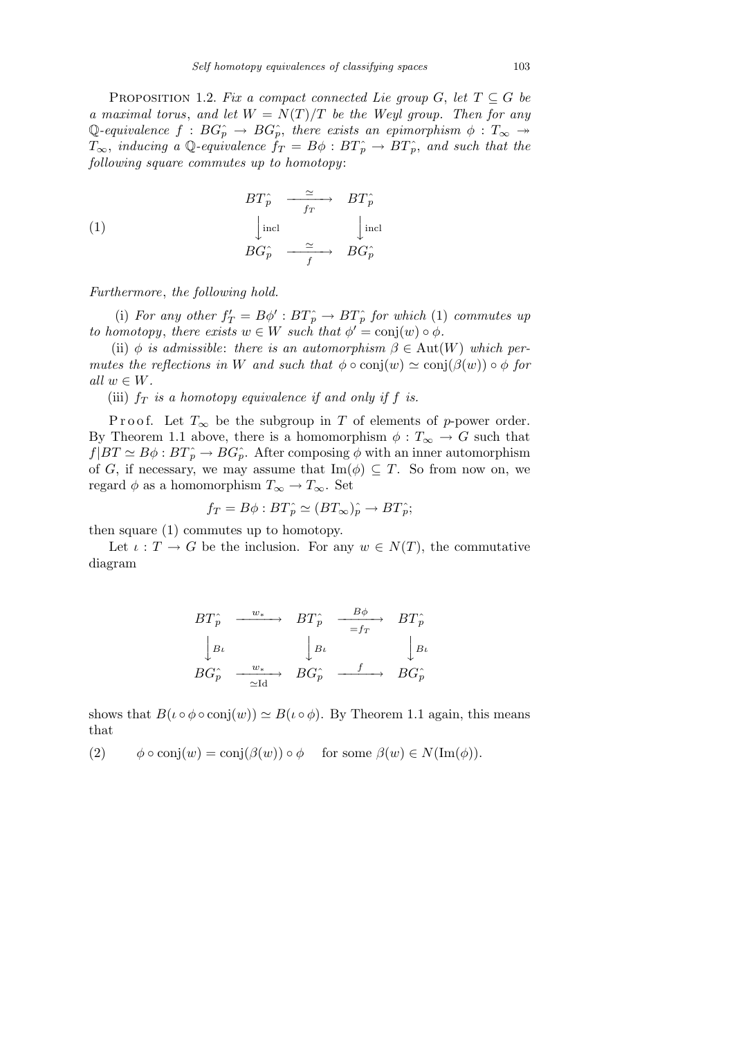**Proposition 1.2.** *Fix a compact connected Lie group $G$, let $T \subseteq G$ be a maximal torus, and let $W = N(T)/T$ be the Weyl group. Then for any $\mathbb{Q}$-equivalence $f : BG^{\wedge}_p \to BG^{\wedge}_p$, there exists an epimorphism $\phi : T_\infty \twoheadrightarrow T_\infty$, inducing a $\mathbb{Q}$-equivalence $f_T = B\phi : BT^{\wedge}_p \to BT^{\wedge}_p$, and such that the following square commutes up to homotopy*:

$$
\begin{array}{ccc}
BT^{\wedge}_p & \xrightarrow[f_T]{\simeq} & BT^{\wedge}_p \\
\Big\downarrow \text{incl} & & \Big\downarrow \text{incl} \\
BG^{\wedge}_p & \xrightarrow[f]{\simeq} & BG^{\wedge}_p
\end{array}
\tag{1}
$$

*Furthermore*, *the following hold.*

(i) *For any other $f'_T = B\phi' : BT^{\wedge}_p \to BT^{\wedge}_p$ for which* (1) *commutes up to homotopy*, *there exists $w \in W$ such that $\phi' = \mathrm{conj}(w) \circ \phi$.*

(ii) *$\phi$ is admissible*: *there is an automorphism $\beta \in \mathrm{Aut}(W)$ which permutes the reflections in $W$ and such that $\phi \circ \mathrm{conj}(w) \simeq \mathrm{conj}(\beta(w)) \circ \phi$ for all $w \in W$.*

(iii) *$f_T$ is a homotopy equivalence if and only if $f$ is.*

Proof. Let $T_\infty$ be the subgroup in $T$ of elements of $p$-power order. By Theorem 1.1 above, there is a homomorphism $\phi : T_\infty \to G$ such that $f|BT \simeq B\phi : BT^{\wedge}_p \to BG^{\wedge}_p$. After composing $\phi$ with an inner automorphism of $G$, if necessary, we may assume that $\mathrm{Im}(\phi) \subseteq T$. So from now on, we regard $\phi$ as a homomorphism $T_\infty \to T_\infty$. Set

$$f_T = B\phi : BT^{\wedge}_p \simeq (BT_\infty)^{\wedge}_p \to BT^{\wedge}_p;$$

then square (1) commutes up to homotopy.

Let $\iota : T \to G$ be the inclusion. For any $w \in N(T)$, the commutative diagram

$$
\begin{array}{ccccc}
BT^{\wedge}_p & \xrightarrow{w_*} & BT^{\wedge}_p & \xrightarrow[=f_T]{B\phi} & BT^{\wedge}_p \\
\Big\downarrow B\iota & & \Big\downarrow B\iota & & \Big\downarrow B\iota \\
BG^{\wedge}_p & \xrightarrow[\simeq \mathrm{Id}]{w_*} & BG^{\wedge}_p & \xrightarrow{f} & BG^{\wedge}_p
\end{array}
$$

shows that $B(\iota \circ \phi \circ \mathrm{conj}(w)) \simeq B(\iota \circ \phi)$. By Theorem 1.1 again, this means that

$$\phi \circ \mathrm{conj}(w) = \mathrm{conj}(\beta(w)) \circ \phi \quad \text{for some } \beta(w) \in N(\mathrm{Im}(\phi)). \tag{2}$$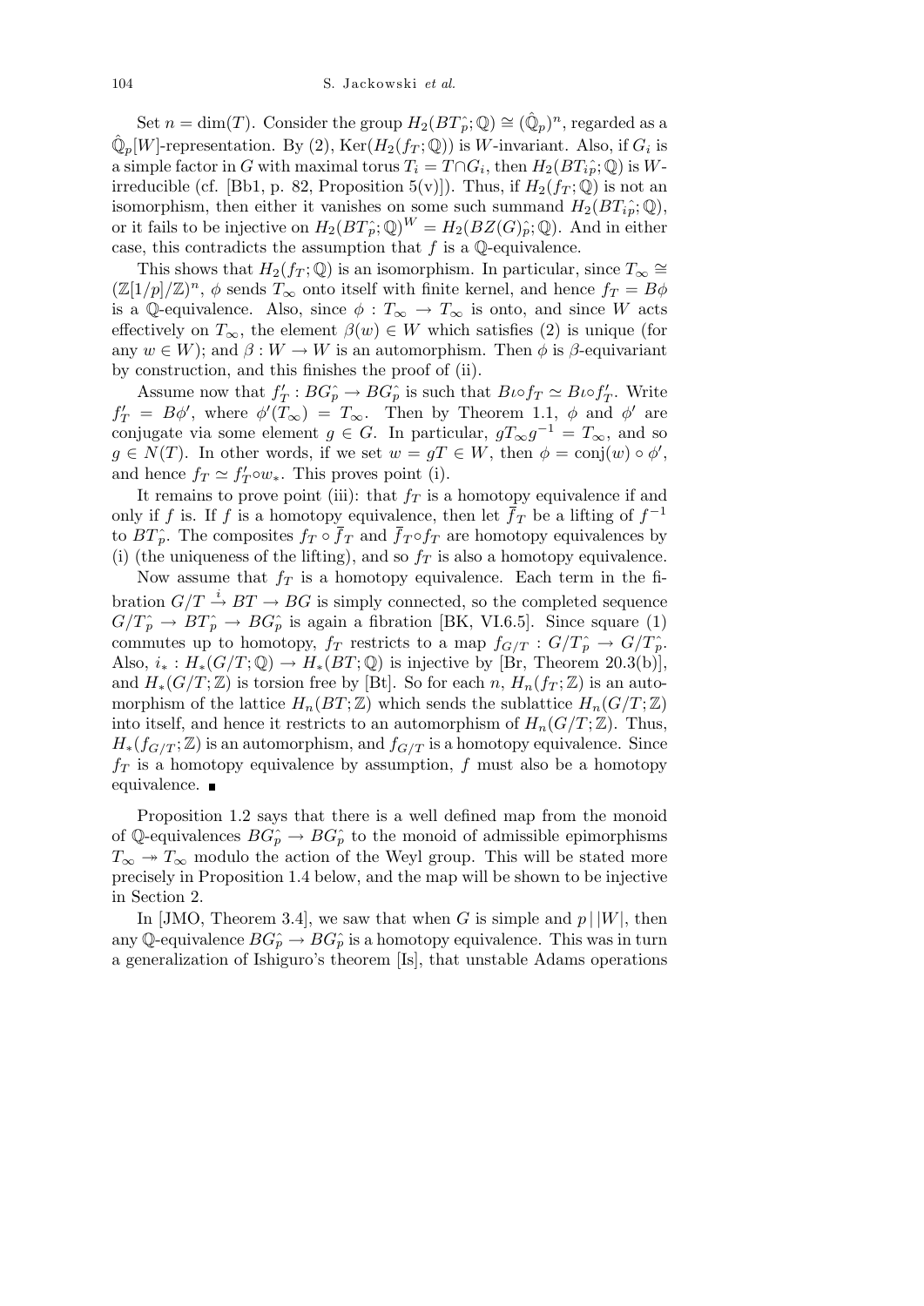Set $n = \dim(T)$. Consider the group $H_2(BT^{\wedge}_p;\mathbb{Q}) \cong (\hat{\mathbb{Q}}_p)^n$, regarded as a $\hat{\mathbb{Q}}_p[W]$-representation. By (2), $\mathrm{Ker}(H_2(f_T;\mathbb{Q}))$ is $W$-invariant. Also, if $G_i$ is a simple factor in $G$ with maximal torus $T_i = T \cap G_i$, then $H_2(BT^{\wedge}_{ip};\mathbb{Q})$ is $W$-irreducible (cf. [Bb1, p. 82, Proposition 5(v)]). Thus, if $H_2(f_T;\mathbb{Q})$ is not an isomorphism, then either it vanishes on some such summand $H_2(BT^{\wedge}_{ip};\mathbb{Q})$, or it fails to be injective on $H_2(BT^{\wedge}_p;\mathbb{Q})^W = H_2(BZ(G)^{\wedge}_p;\mathbb{Q})$. And in either case, this contradicts the assumption that $f$ is a $\mathbb{Q}$-equivalence.

This shows that $H_2(f_T;\mathbb{Q})$ is an isomorphism. In particular, since $T_\infty \cong (\mathbb{Z}[1/p]/\mathbb{Z})^n$, $\phi$ sends $T_\infty$ onto itself with finite kernel, and hence $f_T = B\phi$ is a $\mathbb{Q}$-equivalence. Also, since $\phi : T_\infty \to T_\infty$ is onto, and since $W$ acts effectively on $T_\infty$, the element $\beta(w) \in W$ which satisfies (2) is unique (for any $w \in W$); and $\beta : W \to W$ is an automorphism. Then $\phi$ is $\beta$-equivariant by construction, and this finishes the proof of (ii).

Assume now that $f'_T : BG^{\wedge}_p \to BG^{\wedge}_p$ is such that $B\iota \circ f_T \simeq B\iota \circ f'_T$. Write $f'_T = B\phi'$, where $\phi'(T_\infty) = T_\infty$. Then by Theorem 1.1, $\phi$ and $\phi'$ are conjugate via some element $g \in G$. In particular, $gT_\infty g^{-1} = T_\infty$, and so $g \in N(T)$. In other words, if we set $w = gT \in W$, then $\phi = \mathrm{conj}(w) \circ \phi'$, and hence $f_T \simeq f'_T \circ w_*$. This proves point (i).

It remains to prove point (iii): that $f_T$ is a homotopy equivalence if and only if $f$ is. If $f$ is a homotopy equivalence, then let $\overline{f}_T$ be a lifting of $f^{-1}$ to $BT^{\wedge}_p$. The composites $f_T \circ \overline{f}_T$ and $\overline{f}_T \circ f_T$ are homotopy equivalences by (i) (the uniqueness of the lifting), and so $f_T$ is also a homotopy equivalence.

Now assume that $f_T$ is a homotopy equivalence. Each term in the fibration $G/T \xrightarrow{i} BT \to BG$ is simply connected, so the completed sequence $G/T^{\wedge}_p \to BT^{\wedge}_p \to BG^{\wedge}_p$ is again a fibration [BK, VI.6.5]. Since square (1) commutes up to homotopy, $f_T$ restricts to a map $f_{G/T} : G/T^{\wedge}_p \to G/T^{\wedge}_p$. Also, $i_* : H_*(G/T;\mathbb{Q}) \to H_*(BT;\mathbb{Q})$ is injective by [Br, Theorem 20.3(b)], and $H_*(G/T;\mathbb{Z})$ is torsion free by [Bt]. So for each $n$, $H_n(f_T;\mathbb{Z})$ is an automorphism of the lattice $H_n(BT;\mathbb{Z})$ which sends the sublattice $H_n(G/T;\mathbb{Z})$ into itself, and hence it restricts to an automorphism of $H_n(G/T;\mathbb{Z})$. Thus, $H_*(f_{G/T};\mathbb{Z})$ is an automorphism, and $f_{G/T}$ is a homotopy equivalence. Since $f_T$ is a homotopy equivalence by assumption, $f$ must also be a homotopy equivalence. ∎

Proposition 1.2 says that there is a well defined map from the monoid of $\mathbb{Q}$-equivalences $BG^{\wedge}_p \to BG^{\wedge}_p$ to the monoid of admissible epimorphisms $T_\infty \twoheadrightarrow T_\infty$ modulo the action of the Weyl group. This will be stated more precisely in Proposition 1.4 below, and the map will be shown to be injective in Section 2.

In [JMO, Theorem 3.4], we saw that when $G$ is simple and $p \mid |W|$, then any $\mathbb{Q}$-equivalence $BG^{\wedge}_p \to BG^{\wedge}_p$ is a homotopy equivalence. This was in turn a generalization of Ishiguro's theorem [Is], that unstable Adams operations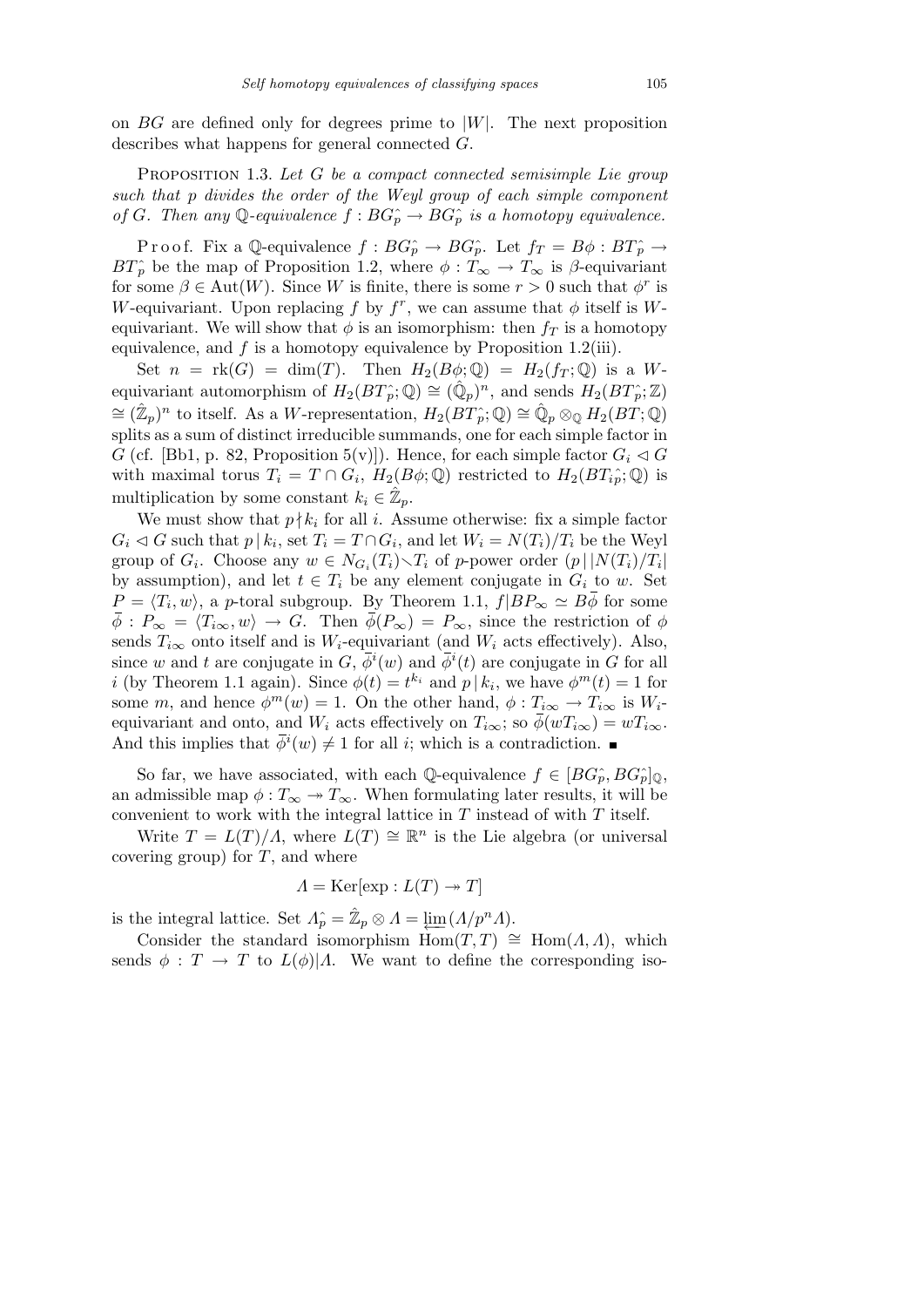on $BG$ are defined only for degrees prime to $|W|$. The next proposition describes what happens for general connected $G$.

PROPOSITION 1.3. *Let $G$ be a compact connected semisimple Lie group such that $p$ divides the order of the Weyl group of each simple component of $G$. Then any $\mathbb{Q}$-equivalence $f : BG\hat{_p} \to BG\hat{_p}$ is a homotopy equivalence.*

Proof. Fix a $\mathbb{Q}$-equivalence $f : BG\hat{_p} \to BG\hat{_p}$. Let $f_T = B\phi : BT\hat{_p} \to BT\hat{_p}$ be the map of Proposition 1.2, where $\phi : T_\infty \to T_\infty$ is $\beta$-equivariant for some $\beta \in \mathrm{Aut}(W)$. Since $W$ is finite, there is some $r > 0$ such that $\phi^r$ is $W$-equivariant. Upon replacing $f$ by $f^r$, we can assume that $\phi$ itself is $W$-equivariant. We will show that $\phi$ is an isomorphism: then $f_T$ is a homotopy equivalence, and $f$ is a homotopy equivalence by Proposition 1.2(iii).

Set $n = \mathrm{rk}(G) = \dim(T)$. Then $H_2(B\phi; \mathbb{Q}) = H_2(f_T; \mathbb{Q})$ is a $W$-equivariant automorphism of $H_2(BT\hat{_p}; \mathbb{Q}) \cong (\hat{\mathbb{Q}}_p)^n$, and sends $H_2(BT\hat{_p}; \mathbb{Z}) \cong (\hat{\mathbb{Z}}_p)^n$ to itself. As a $W$-representation, $H_2(BT\hat{_p}; \mathbb{Q}) \cong \hat{\mathbb{Q}}_p \otimes_{\mathbb{Q}} H_2(BT; \mathbb{Q})$ splits as a sum of distinct irreducible summands, one for each simple factor in $G$ (cf. [Bb1, p. 82, Proposition 5(v)]). Hence, for each simple factor $G_i \lhd G$ with maximal torus $T_i = T \cap G_i$, $H_2(B\phi; \mathbb{Q})$ restricted to $H_2(BT_{ip}\hat{}; \mathbb{Q})$ is multiplication by some constant $k_i \in \hat{\mathbb{Z}}_p$.

We must show that $p \nmid k_i$ for all $i$. Assume otherwise: fix a simple factor $G_i \lhd G$ such that $p \mid k_i$, set $T_i = T \cap G_i$, and let $W_i = N(T_i)/T_i$ be the Weyl group of $G_i$. Choose any $w \in N_{G_i}(T_i) \smallsetminus T_i$ of $p$-power order ($p \mid |N(T_i)/T_i|$ by assumption), and let $t \in T_i$ be any element conjugate in $G_i$ to $w$. Set $P = \langle T_i, w \rangle$, a $p$-toral subgroup. By Theorem 1.1, $f|BP_\infty \simeq B\overline{\phi}$ for some $\overline{\phi} : P_\infty = \langle T_{i\infty}, w \rangle \to G$. Then $\overline{\phi}(P_\infty) = P_\infty$, since the restriction of $\phi$ sends $T_{i\infty}$ onto itself and is $W_i$-equivariant (and $W_i$ acts effectively). Also, since $w$ and $t$ are conjugate in $G$, $\overline{\phi}^i(w)$ and $\overline{\phi}^i(t)$ are conjugate in $G$ for all $i$ (by Theorem 1.1 again). Since $\phi(t) = t^{k_i}$ and $p \mid k_i$, we have $\phi^m(t) = 1$ for some $m$, and hence $\phi^m(w) = 1$. On the other hand, $\phi : T_{i\infty} \to T_{i\infty}$ is $W_i$-equivariant and onto, and $W_i$ acts effectively on $T_{i\infty}$; so $\overline{\phi}(wT_{i\infty}) = wT_{i\infty}$. And this implies that $\overline{\phi}^i(w) \neq 1$ for all $i$; which is a contradiction. ∎

So far, we have associated, with each $\mathbb{Q}$-equivalence $f \in [BG\hat{_p}, BG\hat{_p}]_{\mathbb{Q}}$, an admissible map $\phi : T_\infty \twoheadrightarrow T_\infty$. When formulating later results, it will be convenient to work with the integral lattice in $T$ instead of with $T$ itself.

Write $T = L(T)/\Lambda$, where $L(T) \cong \mathbb{R}^n$ is the Lie algebra (or universal covering group) for $T$, and where

$$\Lambda = \mathrm{Ker}[\exp : L(T) \twoheadrightarrow T]$$

is the integral lattice. Set $\Lambda\hat{_p} = \hat{\mathbb{Z}}_p \otimes \Lambda = \varprojlim(\Lambda/p^n\Lambda)$.

Consider the standard isomorphism $\mathrm{Hom}(T, T) \cong \mathrm{Hom}(\Lambda, \Lambda)$, which sends $\phi : T \to T$ to $L(\phi)|\Lambda$. We want to define the corresponding iso-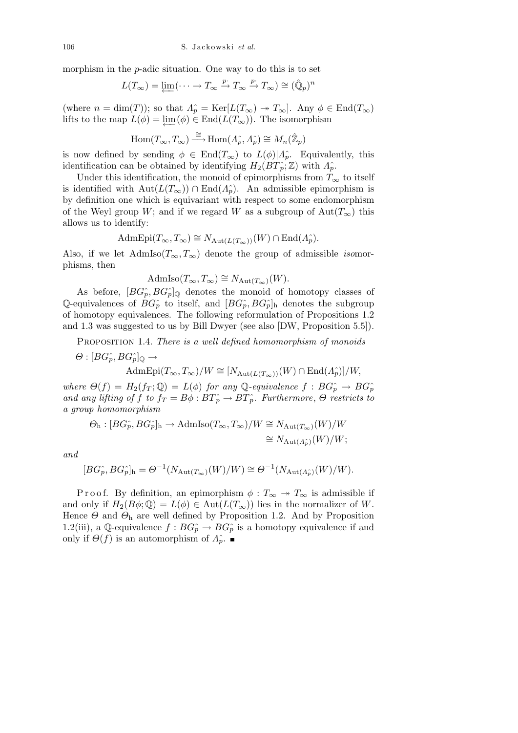morphism in the $p$-adic situation. One way to do this is to set

$$L(T_\infty) = \varprojlim(\cdots \to T_\infty \xrightarrow{p\cdot} T_\infty \xrightarrow{p\cdot} T_\infty) \cong (\hat{\mathbb{Q}}_p)^n$$

(where $n = \dim(T)$); so that $\Lambda_p^\wedge = \operatorname{Ker}[L(T_\infty) \twoheadrightarrow T_\infty]$. Any $\phi \in \operatorname{End}(T_\infty)$ lifts to the map $L(\phi) = \varprojlim(\phi) \in \operatorname{End}(L(T_\infty))$. The isomorphism

$$\operatorname{Hom}(T_\infty, T_\infty) \xrightarrow{\cong} \operatorname{Hom}(\Lambda_p^\wedge, \Lambda_p^\wedge) \cong M_n(\hat{\mathbb{Z}}_p)$$

is now defined by sending $\phi \in \operatorname{End}(T_\infty)$ to $L(\phi)|\Lambda_p^\wedge$. Equivalently, this identification can be obtained by identifying $H_2(BT_p^\wedge; \mathbb{Z})$ with $\Lambda_p^\wedge$.

Under this identification, the monoid of epimorphisms from $T_\infty$ to itself is identified with $\operatorname{Aut}(L(T_\infty)) \cap \operatorname{End}(\Lambda_p^\wedge)$. An admissible epimorphism is by definition one which is equivariant with respect to some endomorphism of the Weyl group $W$; and if we regard $W$ as a subgroup of $\operatorname{Aut}(T_\infty)$ this allows us to identify:

$$\operatorname{AdmEpi}(T_\infty, T_\infty) \cong N_{\operatorname{Aut}(L(T_\infty))}(W) \cap \operatorname{End}(\Lambda_p^\wedge).$$

Also, if we let $\operatorname{AdmIso}(T_\infty, T_\infty)$ denote the group of admissible *iso*morphisms, then

$$\operatorname{AdmIso}(T_\infty, T_\infty) \cong N_{\operatorname{Aut}(T_\infty)}(W).$$

As before, $[BG_p^\wedge, BG_p^\wedge]_{\mathbb{Q}}$ denotes the monoid of homotopy classes of $\mathbb{Q}$-equivalences of $BG_p^\wedge$ to itself, and $[BG_p^\wedge, BG_p^\wedge]_{\mathrm{h}}$ denotes the subgroup of homotopy equivalences. The following reformulation of Propositions 1.2 and 1.3 was suggested to us by Bill Dwyer (see also [DW, Proposition 5.5]).

Proposition 1.4. *There is a well defined homomorphism of monoids*

$$\Theta : [BG_p^\wedge, BG_p^\wedge]_{\mathbb{Q}} \to \operatorname{AdmEpi}(T_\infty, T_\infty)/W \cong [N_{\operatorname{Aut}(L(T_\infty))}(W) \cap \operatorname{End}(\Lambda_p^\wedge)]/W,$$

*where $\Theta(f) = H_2(f_T; \mathbb{Q}) = L(\phi)$ for any $\mathbb{Q}$-equivalence $f : BG_p^\wedge \to BG_p^\wedge$ and any lifting of $f$ to $f_T = B\phi : BT_p^\wedge \to BT_p^\wedge$. Furthermore, $\Theta$ restricts to a group homomorphism*

$$\Theta_{\mathrm{h}} : [BG_p^\wedge, BG_p^\wedge]_{\mathrm{h}} \to \operatorname{AdmIso}(T_\infty, T_\infty)/W \cong N_{\operatorname{Aut}(T_\infty)}(W)/W \cong N_{\operatorname{Aut}(\Lambda_p^\wedge)}(W)/W;$$

*and*

$$[BG_p^\wedge, BG_p^\wedge]_{\mathrm{h}} = \Theta^{-1}(N_{\operatorname{Aut}(T_\infty)}(W)/W) \cong \Theta^{-1}(N_{\operatorname{Aut}(\Lambda_p^\wedge)}(W)/W).$$

Proof. By definition, an epimorphism $\phi : T_\infty \twoheadrightarrow T_\infty$ is admissible if and only if $H_2(B\phi; \mathbb{Q}) = L(\phi) \in \operatorname{Aut}(L(T_\infty))$ lies in the normalizer of $W$. Hence $\Theta$ and $\Theta_{\mathrm{h}}$ are well defined by Proposition 1.2. And by Proposition 1.2(iii), a $\mathbb{Q}$-equivalence $f : BG_p^\wedge \to BG_p^\wedge$ is a homotopy equivalence if and only if $\Theta(f)$ is an automorphism of $\Lambda_p^\wedge$. ∎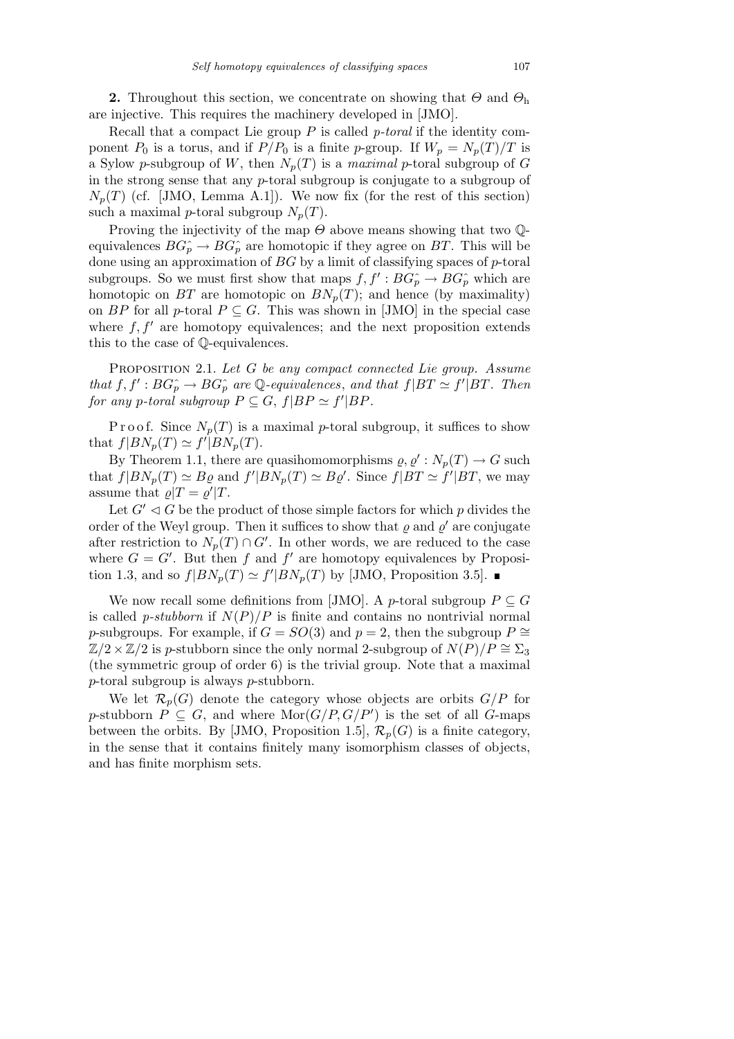**2.** Throughout this section, we concentrate on showing that $\Theta$ and $\Theta_{\mathrm{h}}$ are injective. This requires the machinery developed in [JMO].

Recall that a compact Lie group $P$ is called *p-toral* if the identity component $P_0$ is a torus, and if $P/P_0$ is a finite $p$-group. If $W_p = N_p(T)/T$ is a Sylow $p$-subgroup of $W$, then $N_p(T)$ is a *maximal* $p$-toral subgroup of $G$ in the strong sense that any $p$-toral subgroup is conjugate to a subgroup of $N_p(T)$ (cf. [JMO, Lemma A.1]). We now fix (for the rest of this section) such a maximal $p$-toral subgroup $N_p(T)$.

Proving the injectivity of the map $\Theta$ above means showing that two $\mathbb{Q}$-equivalences $BG_p^{\wedge} \to BG_p^{\wedge}$ are homotopic if they agree on $BT$. This will be done using an approximation of $BG$ by a limit of classifying spaces of $p$-toral subgroups. So we must first show that maps $f, f' : BG_p^{\wedge} \to BG_p^{\wedge}$ which are homotopic on $BT$ are homotopic on $BN_p(T)$; and hence (by maximality) on $BP$ for all $p$-toral $P \subseteq G$. This was shown in [JMO] in the special case where $f, f'$ are homotopy equivalences; and the next proposition extends this to the case of $\mathbb{Q}$-equivalences.

PROPOSITION 2.1. *Let $G$ be any compact connected Lie group. Assume that $f, f' : BG_p^{\wedge} \to BG_p^{\wedge}$ are $\mathbb{Q}$-equivalences, and that $f|BT \simeq f'|BT$. Then for any $p$-toral subgroup $P \subseteq G$, $f|BP \simeq f'|BP$.*

P r o o f. Since $N_p(T)$ is a maximal $p$-toral subgroup, it suffices to show that $f|BN_p(T) \simeq f'|BN_p(T)$.

By Theorem 1.1, there are quasihomomorphisms $\varrho, \varrho' : N_p(T) \to G$ such that $f|BN_p(T) \simeq B\varrho$ and $f'|BN_p(T) \simeq B\varrho'$. Since $f|BT \simeq f'|BT$, we may assume that $\varrho|T = \varrho'|T$.

Let $G' \lhd G$ be the product of those simple factors for which $p$ divides the order of the Weyl group. Then it suffices to show that $\varrho$ and $\varrho'$ are conjugate after restriction to $N_p(T) \cap G'$. In other words, we are reduced to the case where $G = G'$. But then $f$ and $f'$ are homotopy equivalences by Proposition 1.3, and so $f|BN_p(T) \simeq f'|BN_p(T)$ by [JMO, Proposition 3.5]. ■

We now recall some definitions from [JMO]. A $p$-toral subgroup $P \subseteq G$ is called *p-stubborn* if $N(P)/P$ is finite and contains no nontrivial normal $p$-subgroups. For example, if $G = SO(3)$ and $p = 2$, then the subgroup $P \cong \mathbb{Z}/2 \times \mathbb{Z}/2$ is $p$-stubborn since the only normal 2-subgroup of $N(P)/P \cong \Sigma_3$ (the symmetric group of order 6) is the trivial group. Note that a maximal $p$-toral subgroup is always $p$-stubborn.

We let $\mathcal{R}_p(G)$ denote the category whose objects are orbits $G/P$ for $p$-stubborn $P \subseteq G$, and where $\mathrm{Mor}(G/P, G/P')$ is the set of all $G$-maps between the orbits. By [JMO, Proposition 1.5], $\mathcal{R}_p(G)$ is a finite category, in the sense that it contains finitely many isomorphism classes of objects, and has finite morphism sets.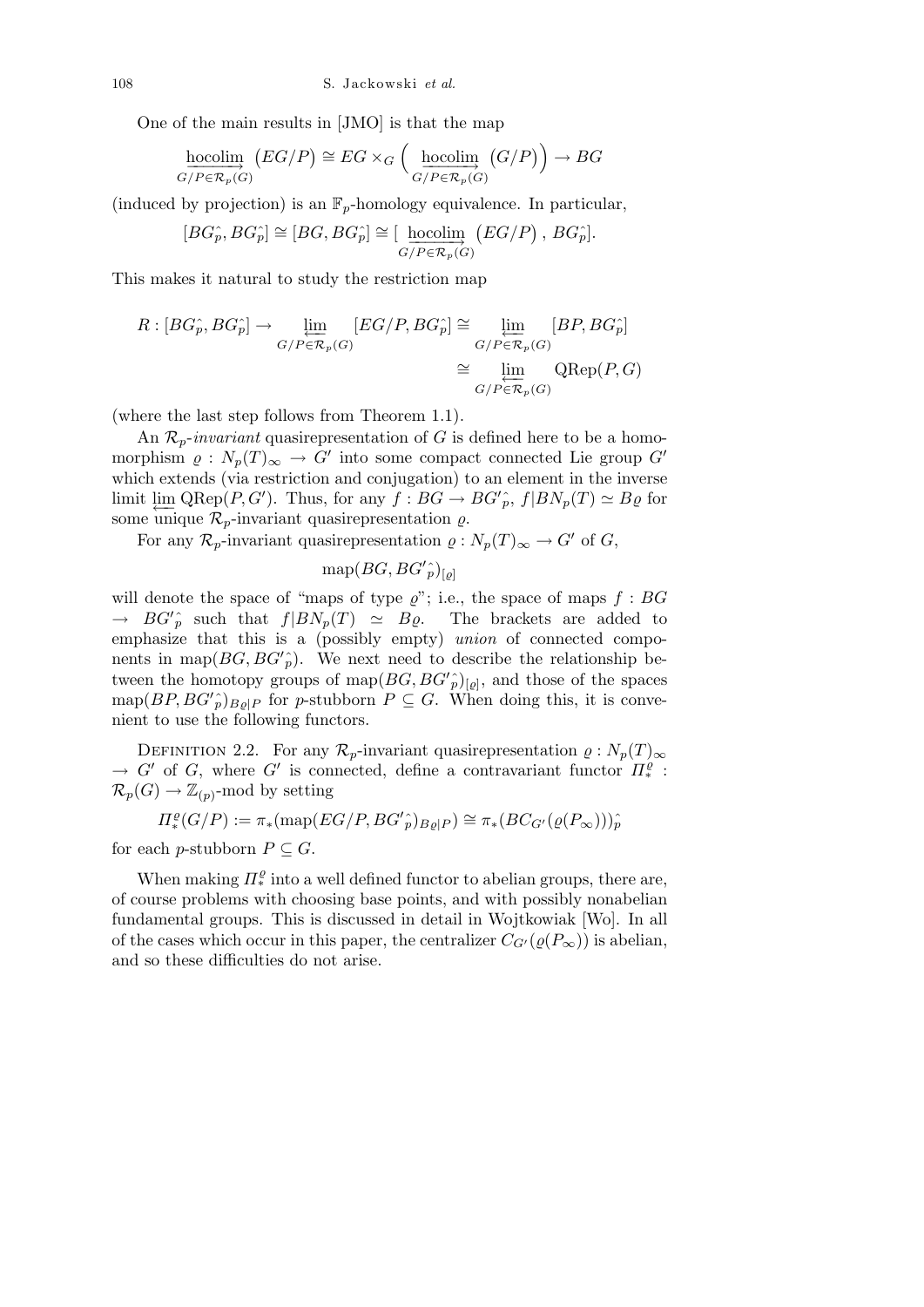One of the main results in [JMO] is that the map

$$\underset{G/P\in\mathcal{R}_p(G)}{\underrightarrow{\mathrm{hocolim}}}\,\big(EG/P\big) \cong EG\times_G\Big(\underset{G/P\in\mathcal{R}_p(G)}{\underrightarrow{\mathrm{hocolim}}}\,\big(G/P\big)\Big)\to BG$$

(induced by projection) is an $\mathbb{F}_p$-homology equivalence. In particular,

$$[BG^{\wedge}_p, BG^{\wedge}_p]\cong[BG, BG^{\wedge}_p]\cong\big[\underset{G/P\in\mathcal{R}_p(G)}{\underrightarrow{\mathrm{hocolim}}}\,\big(EG/P\big)\,,\,BG^{\wedge}_p\big].$$

This makes it natural to study the restriction map

$$\begin{aligned}R:[BG^{\wedge}_p, BG^{\wedge}_p]\to \underset{G/P\in\mathcal{R}_p(G)}{\varprojlim}[EG/P, BG^{\wedge}_p]&\cong \underset{G/P\in\mathcal{R}_p(G)}{\varprojlim}[BP, BG^{\wedge}_p]\\ &\cong \underset{G/P\in\mathcal{R}_p(G)}{\varprojlim}\mathrm{QRep}(P,G)\end{aligned}$$

(where the last step follows from Theorem 1.1).

An $\mathcal{R}_p$-*invariant* quasirepresentation of $G$ is defined here to be a homomorphism $\varrho : N_p(T)_\infty\to G'$ into some compact connected Lie group $G'$ which extends (via restriction and conjugation) to an element in the inverse limit $\varprojlim \mathrm{QRep}(P,G')$. Thus, for any $f: BG\to BG'^{\wedge}_p$, $f|BN_p(T)\simeq B\varrho$ for some unique $\mathcal{R}_p$-invariant quasirepresentation $\varrho$.

For any $\mathcal{R}_p$-invariant quasirepresentation $\varrho : N_p(T)_\infty\to G'$ of $G$,

$$\mathrm{map}(BG, BG'^{\wedge}_p)_{[\varrho]}$$

will denote the space of "maps of type $\varrho$"; i.e., the space of maps $f: BG\to BG'^{\wedge}_p$ such that $f|BN_p(T)\simeq B\varrho$. The brackets are added to emphasize that this is a (possibly empty) *union* of connected components in $\mathrm{map}(BG, BG'^{\wedge}_p)$. We next need to describe the relationship between the homotopy groups of $\mathrm{map}(BG, BG'^{\wedge}_p)_{[\varrho]}$, and those of the spaces $\mathrm{map}(BP, BG'^{\wedge}_p)_{B\varrho|P}$ for $p$-stubborn $P\subseteq G$. When doing this, it is convenient to use the following functors.

Definition 2.2. For any $\mathcal{R}_p$-invariant quasirepresentation $\varrho : N_p(T)_\infty\to G'$ of $G$, where $G'$ is connected, define a contravariant functor $\Pi^\varrho_*:\mathcal{R}_p(G)\to\mathbb{Z}_{(p)}$-mod by setting

$$\Pi^\varrho_*(G/P):=\pi_*(\mathrm{map}(EG/P, BG'^{\wedge}_p)_{B\varrho|P})\cong\pi_*(BC_{G'}(\varrho(P_\infty)))^{\wedge}_p$$

for each $p$-stubborn $P\subseteq G$.

When making $\Pi^\varrho_*$ into a well defined functor to abelian groups, there are, of course problems with choosing base points, and with possibly nonabelian fundamental groups. This is discussed in detail in Wojtkowiak [Wo]. In all of the cases which occur in this paper, the centralizer $C_{G'}(\varrho(P_\infty))$ is abelian, and so these difficulties do not arise.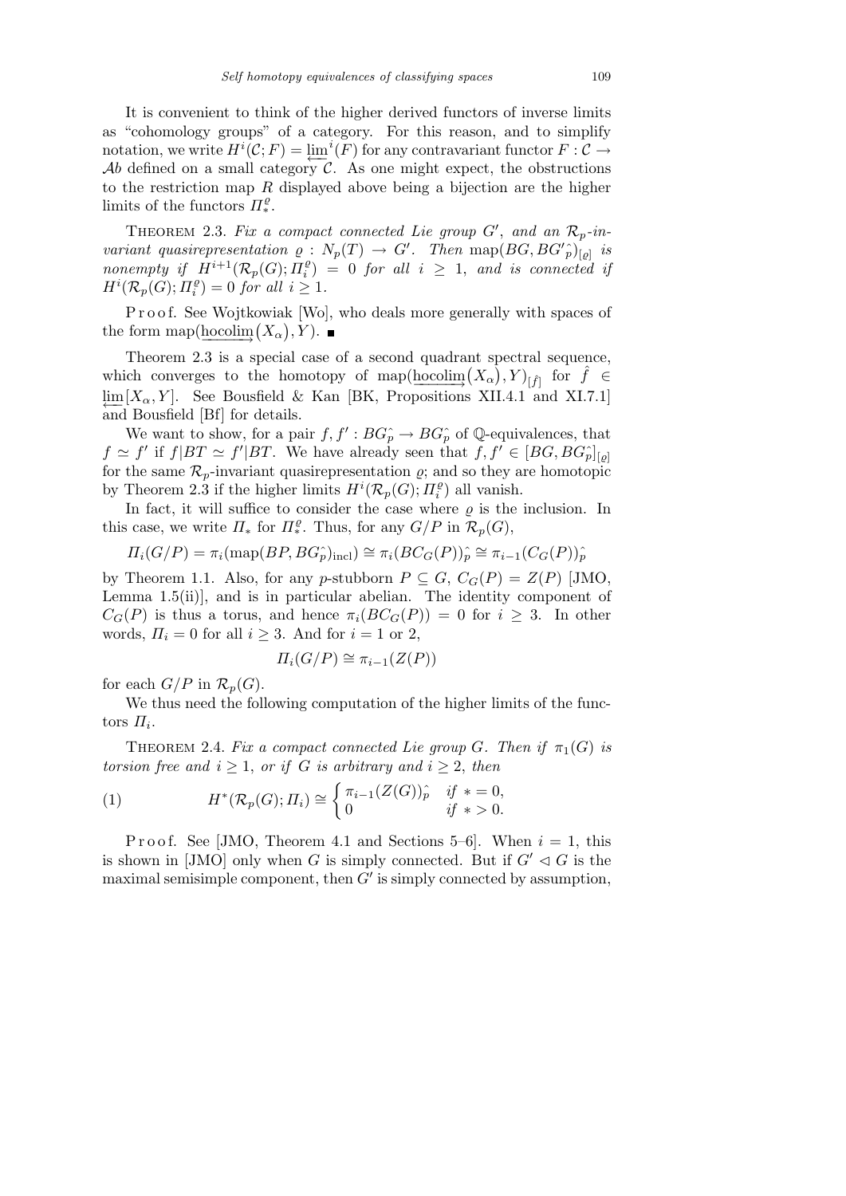It is convenient to think of the higher derived functors of inverse limits as "cohomology groups" of a category. For this reason, and to simplify notation, we write $H^i(\mathcal{C}; F) = \varprojlim^i(F)$ for any contravariant functor $F : \mathcal{C} \to \mathcal{A}b$ defined on a small category $\mathcal{C}$. As one might expect, the obstructions to the restriction map $R$ displayed above being a bijection are the higher limits of the functors $\Pi_*^\varrho$.

THEOREM 2.3. *Fix a compact connected Lie group $G'$, and an $\mathcal{R}_p$-invariant quasirepresentation $\varrho : N_p(T) \to G'$. Then $\mathrm{map}(BG, BG'^{\wedge}_p)_{[\varrho]}$ is nonempty if $H^{i+1}(\mathcal{R}_p(G); \Pi_i^\varrho) = 0$ for all $i \geq 1$, and is connected if $H^i(\mathcal{R}_p(G); \Pi_i^\varrho) = 0$ for all $i \geq 1$.*

Proof. See Wojtkowiak [Wo], who deals more generally with spaces of the form $\mathrm{map}(\underrightarrow{\mathrm{hocolim}}(X_\alpha), Y)$. ∎

Theorem 2.3 is a special case of a second quadrant spectral sequence, which converges to the homotopy of $\mathrm{map}(\underrightarrow{\mathrm{hocolim}}(X_\alpha), Y)_{[\hat{f}]}$ for $\hat{f} \in \varprojlim[X_\alpha, Y]$. See Bousfield & Kan [BK, Propositions XII.4.1 and XI.7.1] and Bousfield [Bf] for details.

We want to show, for a pair $f, f' : BG^{\wedge}_p \to BG^{\wedge}_p$ of $\mathbb{Q}$-equivalences, that $f \simeq f'$ if $f|BT \simeq f'|BT$. We have already seen that $f, f' \in [BG, BG^{\wedge}_p]_{[\varrho]}$ for the same $\mathcal{R}_p$-invariant quasirepresentation $\varrho$; and so they are homotopic by Theorem 2.3 if the higher limits $H^i(\mathcal{R}_p(G); \Pi_i^\varrho)$ all vanish.

In fact, it will suffice to consider the case where $\varrho$ is the inclusion. In this case, we write $\Pi_*$ for $\Pi_*^\varrho$. Thus, for any $G/P$ in $\mathcal{R}_p(G)$,

$$\Pi_i(G/P) = \pi_i(\mathrm{map}(BP, BG^{\wedge}_p)_{\mathrm{incl}}) \cong \pi_i(BC_G(P))^{\wedge}_p \cong \pi_{i-1}(C_G(P))^{\wedge}_p$$

by Theorem 1.1. Also, for any $p$-stubborn $P \subseteq G$, $C_G(P) = Z(P)$ [JMO, Lemma 1.5(ii)], and is in particular abelian. The identity component of $C_G(P)$ is thus a torus, and hence $\pi_i(BC_G(P)) = 0$ for $i \geq 3$. In other words, $\Pi_i = 0$ for all $i \geq 3$. And for $i = 1$ or $2$,

$$\Pi_i(G/P) \cong \pi_{i-1}(Z(P))$$

for each $G/P$ in $\mathcal{R}_p(G)$.

We thus need the following computation of the higher limits of the functors $\Pi_i$.

THEOREM 2.4. *Fix a compact connected Lie group $G$. Then if $\pi_1(G)$ is torsion free and $i \geq 1$, or if $G$ is arbitrary and $i \geq 2$, then*

$$H^*(\mathcal{R}_p(G); \Pi_i) \cong \begin{cases} \pi_{i-1}(Z(G))^{\wedge}_p & \text{if } * = 0, \\ 0 & \text{if } * > 0. \end{cases} \tag{1}$$

Proof. See [JMO, Theorem 4.1 and Sections 5–6]. When $i = 1$, this is shown in [JMO] only when $G$ is simply connected. But if $G' \lhd G$ is the maximal semisimple component, then $G'$ is simply connected by assumption,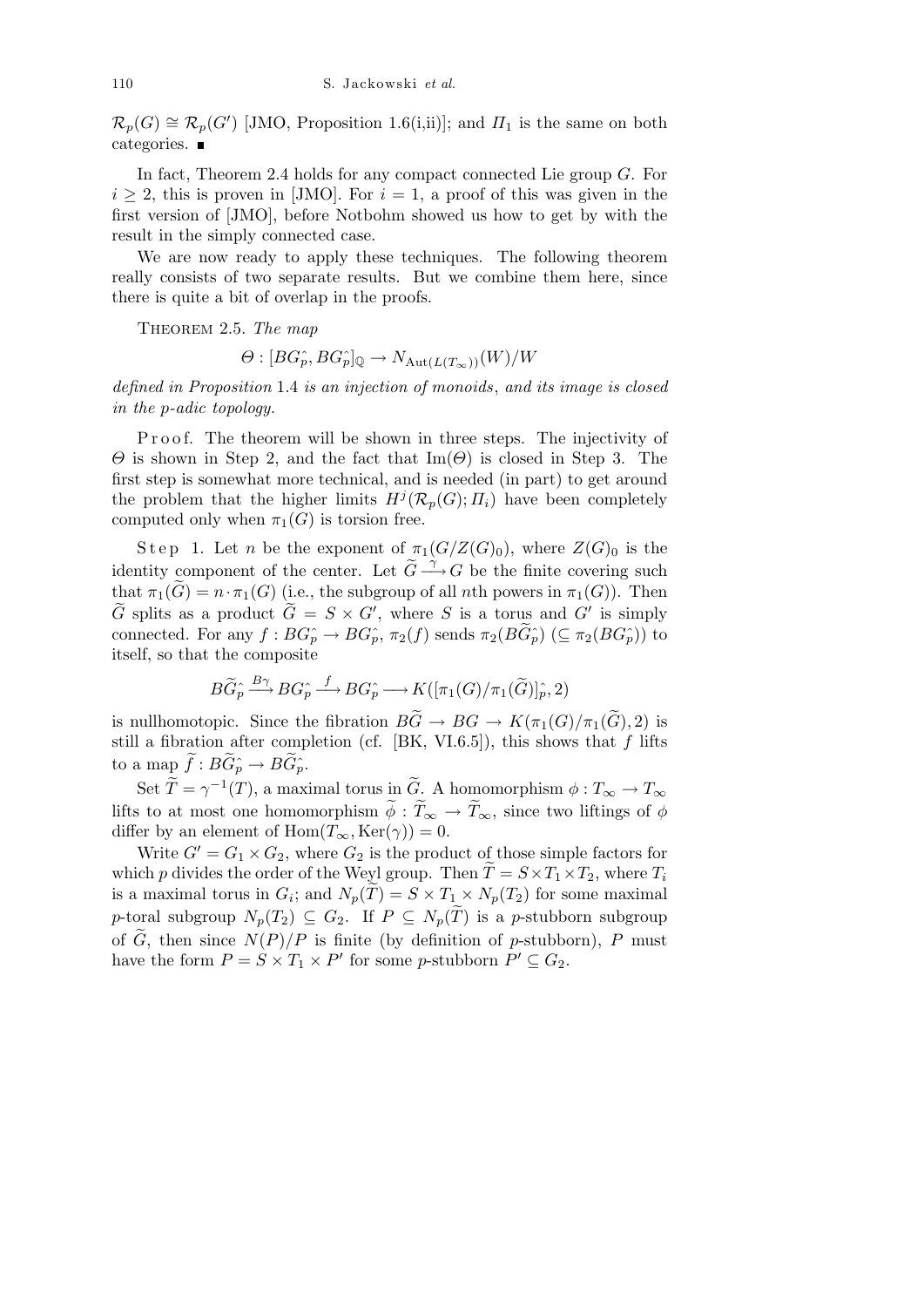$\mathcal{R}_p(G) \cong \mathcal{R}_p(G')$ [JMO, Proposition 1.6(i,ii)]; and $\Pi_1$ is the same on both categories. ■

In fact, Theorem 2.4 holds for any compact connected Lie group $G$. For $i \geq 2$, this is proven in [JMO]. For $i = 1$, a proof of this was given in the first version of [JMO], before Notbohm showed us how to get by with the result in the simply connected case.

We are now ready to apply these techniques. The following theorem really consists of two separate results. But we combine them here, since there is quite a bit of overlap in the proofs.

Theorem 2.5. *The map*

$$\Theta : [BG^{\wedge}_p, BG^{\wedge}_p]_{\mathbb{Q}} \to N_{\mathrm{Aut}(L(T_\infty))}(W)/W$$

*defined in Proposition* 1.4 *is an injection of monoids*, *and its image is closed in the p-adic topology.*

Proof. The theorem will be shown in three steps. The injectivity of $\Theta$ is shown in Step 2, and the fact that $\mathrm{Im}(\Theta)$ is closed in Step 3. The first step is somewhat more technical, and is needed (in part) to get around the problem that the higher limits $H^j(\mathcal{R}_p(G); \Pi_i)$ have been completely computed only when $\pi_1(G)$ is torsion free.

Step 1. Let $n$ be the exponent of $\pi_1(G/Z(G)_0)$, where $Z(G)_0$ is the identity component of the center. Let $\widetilde{G} \xrightarrow{\gamma} G$ be the finite covering such that $\pi_1(\widetilde{G}) = n \cdot \pi_1(G)$ (i.e., the subgroup of all $n$th powers in $\pi_1(G)$). Then $\widetilde{G}$ splits as a product $\widetilde{G} = S \times G'$, where $S$ is a torus and $G'$ is simply connected. For any $f : BG^{\wedge}_p \to BG^{\wedge}_p$, $\pi_2(f)$ sends $\pi_2(B\widetilde{G}^{\wedge}_p)$ ($\subseteq \pi_2(BG^{\wedge}_p)$) to itself, so that the composite

$$B\widetilde{G}^{\wedge}_p \xrightarrow{B\gamma} BG^{\wedge}_p \xrightarrow{f} BG^{\wedge}_p \longrightarrow K([\pi_1(G)/\pi_1(\widetilde{G})]^{\wedge}_p, 2)$$

is nullhomotopic. Since the fibration $B\widetilde{G} \to BG \to K(\pi_1(G)/\pi_1(\widetilde{G}), 2)$ is still a fibration after completion (cf. [BK, VI.6.5]), this shows that $f$ lifts to a map $\widetilde{f} : B\widetilde{G}^{\wedge}_p \to B\widetilde{G}^{\wedge}_p$.

Set $\widetilde{T} = \gamma^{-1}(T)$, a maximal torus in $\widetilde{G}$. A homomorphism $\phi : T_\infty \to T_\infty$ lifts to at most one homomorphism $\widetilde{\phi} : \widetilde{T}_\infty \to \widetilde{T}_\infty$, since two liftings of $\phi$ differ by an element of $\mathrm{Hom}(T_\infty, \mathrm{Ker}(\gamma)) = 0$.

Write $G' = G_1 \times G_2$, where $G_2$ is the product of those simple factors for which $p$ divides the order of the Weyl group. Then $\widetilde{T} = S \times T_1 \times T_2$, where $T_i$ is a maximal torus in $G_i$; and $N_p(\widetilde{T}) = S \times T_1 \times N_p(T_2)$ for some maximal $p$-toral subgroup $N_p(T_2) \subseteq G_2$. If $P \subseteq N_p(\widetilde{T})$ is a $p$-stubborn subgroup of $\widetilde{G}$, then since $N(P)/P$ is finite (by definition of $p$-stubborn), $P$ must have the form $P = S \times T_1 \times P'$ for some $p$-stubborn $P' \subseteq G_2$.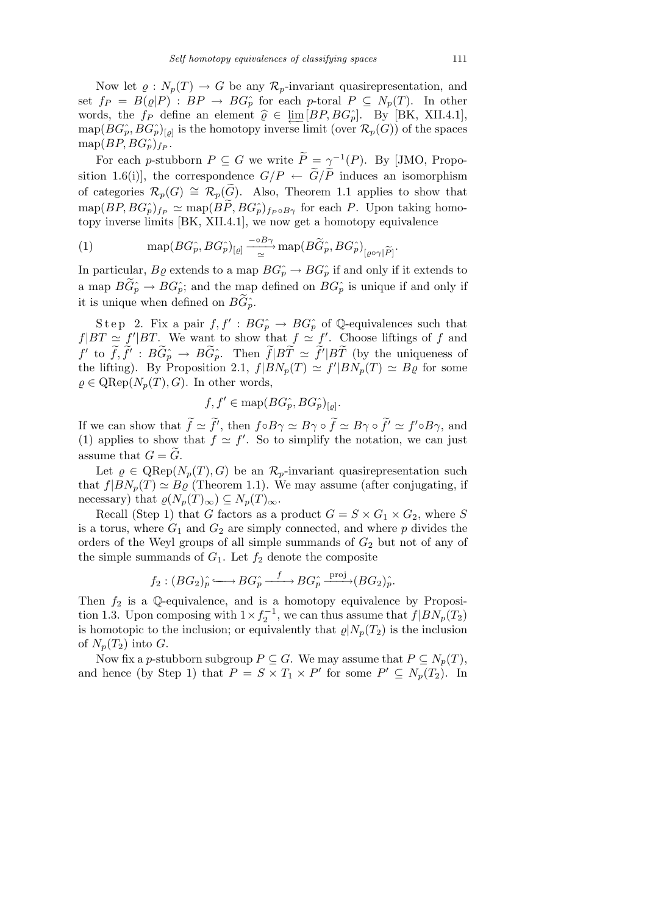Now let $\varrho : N_p(T) \to G$ be any $\mathcal{R}_p$-invariant quasirepresentation, and set $f_P = B(\varrho|P) : BP \to BG^\wedge_p$ for each $p$-toral $P \subseteq N_p(T)$. In other words, the $f_P$ define an element $\widehat{\varrho} \in \varprojlim [BP, BG^\wedge_p]$. By [BK, XII.4.1], $\mathrm{map}(BG^\wedge_p, BG^\wedge_p)_{[\varrho]}$ is the homotopy inverse limit (over $\mathcal{R}_p(G)$) of the spaces $\mathrm{map}(BP, BG^\wedge_p)_{f_P}$.

For each $p$-stubborn $P \subseteq G$ we write $\widetilde{P} = \gamma^{-1}(P)$. By [JMO, Proposition 1.6(i)], the correspondence $G/P \leftarrow \widetilde{G}/\widetilde{P}$ induces an isomorphism of categories $\mathcal{R}_p(G) \cong \mathcal{R}_p(\widetilde{G})$. Also, Theorem 1.1 applies to show that $\mathrm{map}(BP, BG^\wedge_p)_{f_P} \simeq \mathrm{map}(B\widetilde{P}, BG^\wedge_p)_{f_P \circ B\gamma}$ for each $P$. Upon taking homotopy inverse limits [BK, XII.4.1], we now get a homotopy equivalence

$$\mathrm{map}(BG^\wedge_p, BG^\wedge_p)_{[\varrho]} \xrightarrow[\simeq]{-\circ B\gamma} \mathrm{map}(B\widetilde{G}^\wedge_p, BG^\wedge_p)_{[\varrho\circ\gamma|\widetilde{P}]}. \tag{1}$$

In particular, $B\varrho$ extends to a map $BG^\wedge_p \to BG^\wedge_p$ if and only if it extends to a map $B\widetilde{G}^\wedge_p \to BG^\wedge_p$; and the map defined on $BG^\wedge_p$ is unique if and only if it is unique when defined on $B\widetilde{G}^\wedge_p$.

Step 2. Fix a pair $f, f' : BG^\wedge_p \to BG^\wedge_p$ of $\mathbb{Q}$-equivalences such that $f|BT \simeq f'|BT$. We want to show that $f \simeq f'$. Choose liftings of $f$ and $f'$ to $\widetilde{f}, \widetilde{f}' : B\widetilde{G}^\wedge_p \to B\widetilde{G}^\wedge_p$. Then $\widetilde{f}|B\widetilde{T} \simeq \widetilde{f}'|B\widetilde{T}$ (by the uniqueness of the lifting). By Proposition 2.1, $f|BN_p(T) \simeq f'|BN_p(T) \simeq B\varrho$ for some $\varrho \in \mathrm{QRep}(N_p(T), G)$. In other words,

$$f, f' \in \mathrm{map}(BG^\wedge_p, BG^\wedge_p)_{[\varrho]}.$$

If we can show that $\widetilde{f} \simeq \widetilde{f}'$, then $f\circ B\gamma \simeq B\gamma \circ \widetilde{f} \simeq B\gamma \circ \widetilde{f}' \simeq f'\circ B\gamma$, and (1) applies to show that $f \simeq f'$. So to simplify the notation, we can just assume that $G = \widetilde{G}$.

Let $\varrho \in \mathrm{QRep}(N_p(T), G)$ be an $\mathcal{R}_p$-invariant quasirepresentation such that $f|BN_p(T) \simeq B\varrho$ (Theorem 1.1). We may assume (after conjugating, if necessary) that $\varrho(N_p(T)_\infty) \subseteq N_p(T)_\infty$.

Recall (Step 1) that $G$ factors as a product $G = S \times G_1 \times G_2$, where $S$ is a torus, where $G_1$ and $G_2$ are simply connected, and where $p$ divides the orders of the Weyl groups of all simple summands of $G_2$ but not of any of the simple summands of $G_1$. Let $f_2$ denote the composite

$$f_2 : (BG_2)^\wedge_p \hookrightarrow BG^\wedge_p \xrightarrow{\ f\ } BG^\wedge_p \xrightarrow{\mathrm{proj}} (BG_2)^\wedge_p.$$

Then $f_2$ is a $\mathbb{Q}$-equivalence, and is a homotopy equivalence by Proposition 1.3. Upon composing with $1\times f_2^{-1}$, we can thus assume that $f|BN_p(T_2)$ is homotopic to the inclusion; or equivalently that $\varrho|N_p(T_2)$ is the inclusion of $N_p(T_2)$ into $G$.

Now fix a $p$-stubborn subgroup $P \subseteq G$. We may assume that $P \subseteq N_p(T)$, and hence (by Step 1) that $P = S \times T_1 \times P'$ for some $P' \subseteq N_p(T_2)$. In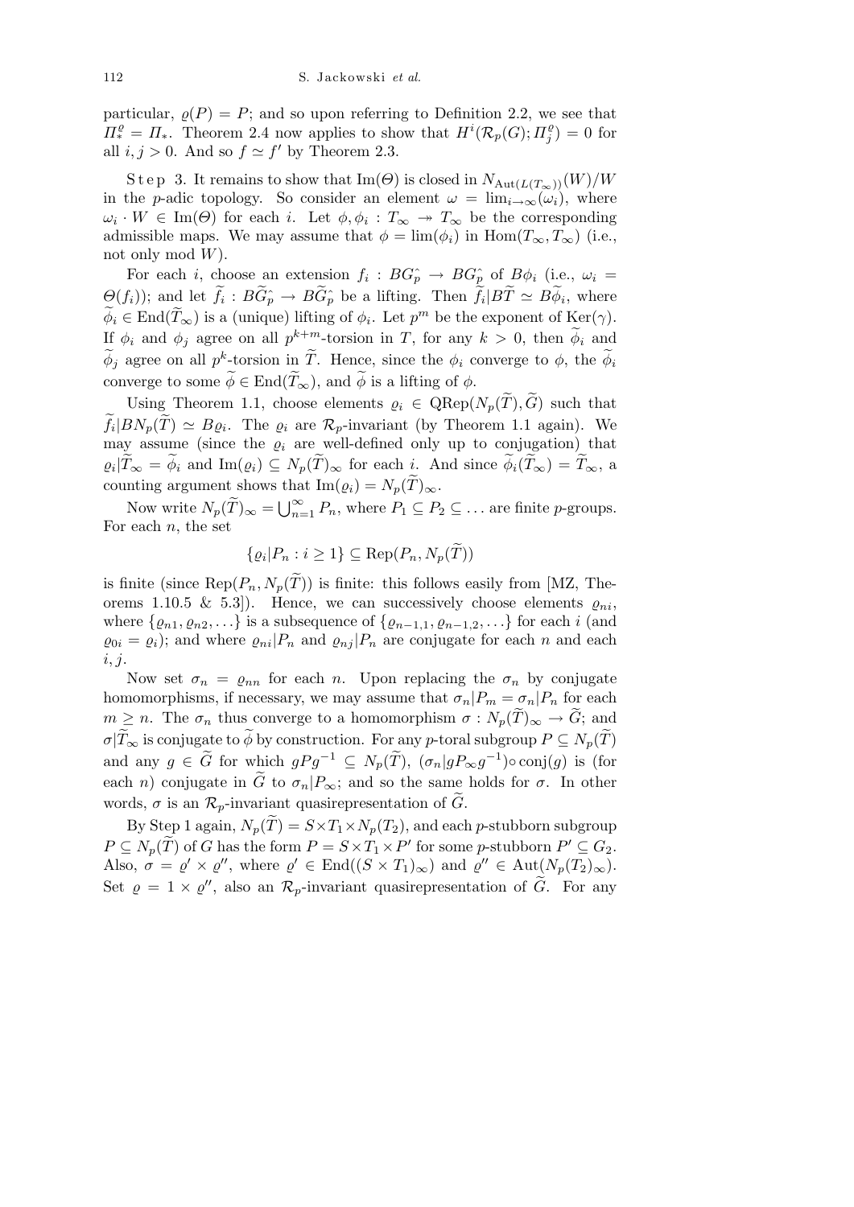particular, $\varrho(P) = P$; and so upon referring to Definition 2.2, we see that $\Pi^{\varrho}_* = \Pi_*$. Theorem 2.4 now applies to show that $H^i(\mathcal{R}_p(G); \Pi^{\varrho}_j) = 0$ for all $i, j > 0$. And so $f \simeq f'$ by Theorem 2.3.

Step 3. It remains to show that $\mathrm{Im}(\Theta)$ is closed in $N_{\mathrm{Aut}(L(T_\infty))}(W)/W$ in the $p$-adic topology. So consider an element $\omega = \lim_{i\to\infty}(\omega_i)$, where $\omega_i \cdot W \in \mathrm{Im}(\Theta)$ for each $i$. Let $\phi, \phi_i : T_\infty \twoheadrightarrow T_\infty$ be the corresponding admissible maps. We may assume that $\phi = \lim(\phi_i)$ in $\mathrm{Hom}(T_\infty, T_\infty)$ (i.e., not only mod $W$).

For each $i$, choose an extension $f_i : BG^{\wedge}_p \to BG^{\wedge}_p$ of $B\phi_i$ (i.e., $\omega_i = \Theta(f_i)$); and let $\widetilde{f}_i : B\widetilde{G}^{\wedge}_p \to B\widetilde{G}^{\wedge}_p$ be a lifting. Then $\widetilde{f}_i|B\widetilde{T} \simeq B\widetilde{\phi}_i$, where $\widetilde{\phi}_i \in \mathrm{End}(\widetilde{T}_\infty)$ is a (unique) lifting of $\phi_i$. Let $p^m$ be the exponent of $\mathrm{Ker}(\gamma)$. If $\phi_i$ and $\phi_j$ agree on all $p^{k+m}$-torsion in $T$, for any $k > 0$, then $\widetilde{\phi}_i$ and $\widetilde{\phi}_j$ agree on all $p^k$-torsion in $\widetilde{T}$. Hence, since the $\phi_i$ converge to $\phi$, the $\widetilde{\phi}_i$ converge to some $\widetilde{\phi} \in \mathrm{End}(\widetilde{T}_\infty)$, and $\widetilde{\phi}$ is a lifting of $\phi$.

Using Theorem 1.1, choose elements $\varrho_i \in \mathrm{QRep}(N_p(\widetilde{T}), \widetilde{G})$ such that $\widetilde{f}_i|BN_p(\widetilde{T}) \simeq B\varrho_i$. The $\varrho_i$ are $\mathcal{R}_p$-invariant (by Theorem 1.1 again). We may assume (since the $\varrho_i$ are well-defined only up to conjugation) that $\varrho_i|\widetilde{T}_\infty = \widetilde{\phi}_i$ and $\mathrm{Im}(\varrho_i) \subseteq N_p(\widetilde{T})_\infty$ for each $i$. And since $\widetilde{\phi}_i(\widetilde{T}_\infty) = \widetilde{T}_\infty$, a counting argument shows that $\mathrm{Im}(\varrho_i) = N_p(\widetilde{T})_\infty$.

Now write $N_p(\widetilde{T})_\infty = \bigcup_{n=1}^\infty P_n$, where $P_1 \subseteq P_2 \subseteq \ldots$ are finite $p$-groups. For each $n$, the set

$$\{\varrho_i|P_n : i \geq 1\} \subseteq \mathrm{Rep}(P_n, N_p(\widetilde{T}))$$

is finite (since $\mathrm{Rep}(P_n, N_p(\widetilde{T}))$ is finite: this follows easily from [MZ, Theorems 1.10.5 & 5.3]). Hence, we can successively choose elements $\varrho_{ni}$, where $\{\varrho_{n1}, \varrho_{n2}, \ldots\}$ is a subsequence of $\{\varrho_{n-1,1}, \varrho_{n-1,2}, \ldots\}$ for each $i$ (and $\varrho_{0i} = \varrho_i$); and where $\varrho_{ni}|P_n$ and $\varrho_{nj}|P_n$ are conjugate for each $n$ and each $i, j$.

Now set $\sigma_n = \varrho_{nn}$ for each $n$. Upon replacing the $\sigma_n$ by conjugate homomorphisms, if necessary, we may assume that $\sigma_n|P_m = \sigma_n|P_n$ for each $m \geq n$. The $\sigma_n$ thus converge to a homomorphism $\sigma : N_p(\widetilde{T})_\infty \to \widetilde{G}$; and $\sigma|\widetilde{T}_\infty$ is conjugate to $\widetilde{\phi}$ by construction. For any $p$-toral subgroup $P \subseteq N_p(\widetilde{T})$ and any $g \in \widetilde{G}$ for which $gPg^{-1} \subseteq N_p(\widetilde{T})$, $(\sigma_n|gP_\infty g^{-1}) \circ \mathrm{conj}(g)$ is (for each $n$) conjugate in $\widetilde{G}$ to $\sigma_n|P_\infty$; and so the same holds for $\sigma$. In other words, $\sigma$ is an $\mathcal{R}_p$-invariant quasirepresentation of $\widetilde{G}$.

By Step 1 again, $N_p(\widetilde{T}) = S \times T_1 \times N_p(T_2)$, and each $p$-stubborn subgroup $P \subseteq N_p(\widetilde{T})$ of $G$ has the form $P = S \times T_1 \times P'$ for some $p$-stubborn $P' \subseteq G_2$. Also, $\sigma = \varrho' \times \varrho''$, where $\varrho' \in \mathrm{End}((S \times T_1)_\infty)$ and $\varrho'' \in \mathrm{Aut}(N_p(T_2)_\infty)$. Set $\varrho = 1 \times \varrho''$, also an $\mathcal{R}_p$-invariant quasirepresentation of $\widetilde{G}$. For any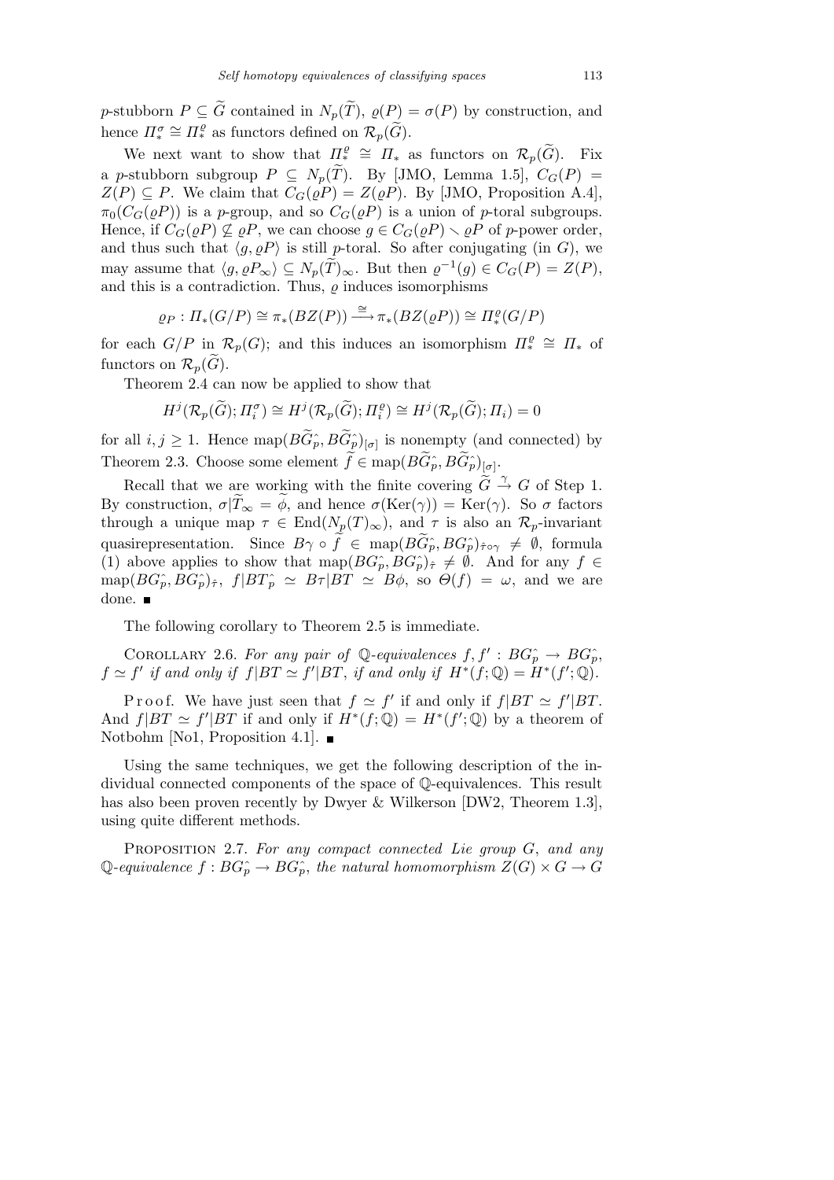$p$-stubborn $P \subseteq \widetilde{G}$ contained in $N_p(\widetilde{T})$, $\varrho(P) = \sigma(P)$ by construction, and hence $\Pi_*^\sigma \cong \Pi_*^\varrho$ as functors defined on $\mathcal{R}_p(\widetilde{G})$.

We next want to show that $\Pi_*^\varrho \cong \Pi_*$ as functors on $\mathcal{R}_p(\widetilde{G})$. Fix a $p$-stubborn subgroup $P \subseteq N_p(\widetilde{T})$. By [JMO, Lemma 1.5], $C_G(P) = Z(P) \subseteq P$. We claim that $C_G(\varrho P) = Z(\varrho P)$. By [JMO, Proposition A.4], $\pi_0(C_G(\varrho P))$ is a $p$-group, and so $C_G(\varrho P)$ is a union of $p$-toral subgroups. Hence, if $C_G(\varrho P) \not\subseteq \varrho P$, we can choose $g \in C_G(\varrho P) \setminus \varrho P$ of $p$-power order, and thus such that $\langle g, \varrho P\rangle$ is still $p$-toral. So after conjugating (in $G$), we may assume that $\langle g, \varrho P_\infty\rangle \subseteq N_p(\widetilde{T})_\infty$. But then $\varrho^{-1}(g) \in C_G(P) = Z(P)$, and this is a contradiction. Thus, $\varrho$ induces isomorphisms

$$\varrho_P : \Pi_*(G/P) \cong \pi_*(BZ(P)) \xrightarrow{\cong} \pi_*(BZ(\varrho P)) \cong \Pi_*^\varrho(G/P)$$

for each $G/P$ in $\mathcal{R}_p(G)$; and this induces an isomorphism $\Pi_*^\varrho \cong \Pi_*$ of functors on $\mathcal{R}_p(\widetilde{G})$.

Theorem 2.4 can now be applied to show that

$$H^j(\mathcal{R}_p(\widetilde{G}); \Pi_i^\sigma) \cong H^j(\mathcal{R}_p(\widetilde{G}); \Pi_i^\varrho) \cong H^j(\mathcal{R}_p(\widetilde{G}); \Pi_i) = 0$$

for all $i, j \geq 1$. Hence $\operatorname{map}(B\widetilde{G}_p\hat{}, B\widetilde{G}_p\hat{})_{[\sigma]}$ is nonempty (and connected) by Theorem 2.3. Choose some element $\widetilde{f} \in \operatorname{map}(B\widetilde{G}_p\hat{}, B\widetilde{G}_p\hat{})_{[\sigma]}$.

Recall that we are working with the finite covering $\widetilde{G} \xrightarrow{\gamma} G$ of Step 1. By construction, $\sigma|\widetilde{T}_\infty = \widetilde{\phi}$, and hence $\sigma(\operatorname{Ker}(\gamma)) = \operatorname{Ker}(\gamma)$. So $\sigma$ factors through a unique map $\tau \in \operatorname{End}(N_p(T)_\infty)$, and $\tau$ is also an $\mathcal{R}_p$-invariant quasirepresentation. Since $B\gamma \circ \widetilde{f} \in \operatorname{map}(B\widetilde{G}_p\hat{}, BG_p\hat{})_{\hat{\tau}\circ\gamma} \neq \emptyset$, formula (1) above applies to show that $\operatorname{map}(BG_p\hat{}, BG_p\hat{})_{\hat{\tau}} \neq \emptyset$. And for any $f \in \operatorname{map}(BG_p\hat{}, BG_p\hat{})_{\hat{\tau}}$, $f|BT_p\hat{} \simeq B\tau|BT \simeq B\phi$, so $\Theta(f) = \omega$, and we are done. ∎

The following corollary to Theorem 2.5 is immediate.

Corollary 2.6. *For any pair of $\mathbb{Q}$-equivalences $f, f' : BG_p\hat{} \to BG_p\hat{}$, $f \simeq f'$ if and only if $f|BT \simeq f'|BT$, if and only if $H^*(f;\mathbb{Q}) = H^*(f';\mathbb{Q})$.*

Proof. We have just seen that $f \simeq f'$ if and only if $f|BT \simeq f'|BT$. And $f|BT \simeq f'|BT$ if and only if $H^*(f;\mathbb{Q}) = H^*(f';\mathbb{Q})$ by a theorem of Notbohm [No1, Proposition 4.1]. ∎

Using the same techniques, we get the following description of the individual connected components of the space of $\mathbb{Q}$-equivalences. This result has also been proven recently by Dwyer & Wilkerson [DW2, Theorem 1.3], using quite different methods.

Proposition 2.7. *For any compact connected Lie group $G$, and any $\mathbb{Q}$-equivalence $f : BG_p\hat{} \to BG_p\hat{}$, the natural homomorphism $Z(G) \times G \to G$*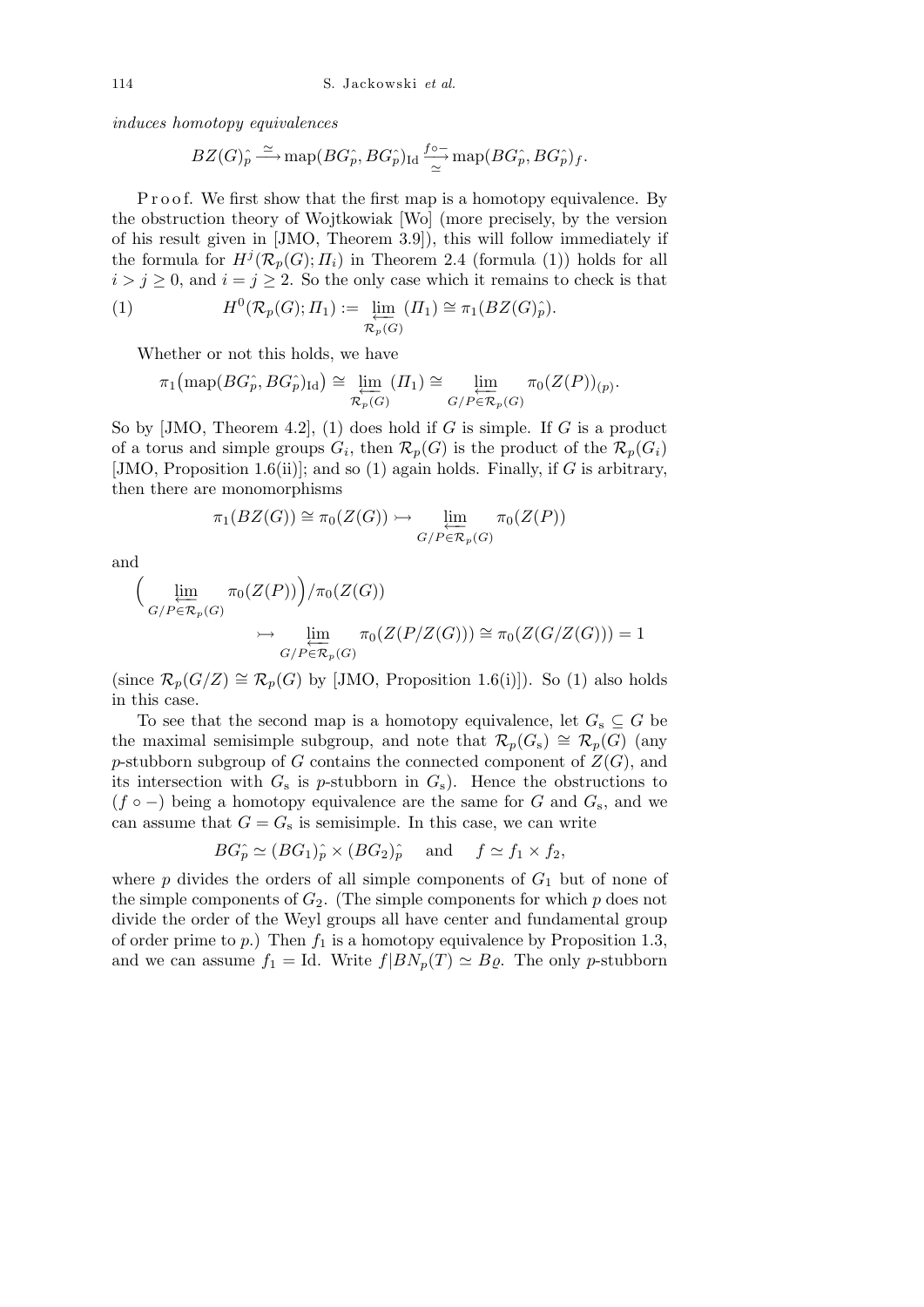*induces homotopy equivalences*

$$BZ(G)\hat{_p} \xrightarrow{\simeq} \mathrm{map}(BG\hat{_p}, BG\hat{_p})_{\mathrm{Id}} \xrightarrow[\simeq]{f\circ-} \mathrm{map}(BG\hat{_p}, BG\hat{_p})_f.$$

Proof. We first show that the first map is a homotopy equivalence. By the obstruction theory of Wojtkowiak [Wo] (more precisely, by the version of his result given in [JMO, Theorem 3.9]), this will follow immediately if the formula for $H^j(\mathcal{R}_p(G); \Pi_i)$ in Theorem 2.4 (formula (1)) holds for all $i > j \geq 0$, and $i = j \geq 2$. So the only case which it remains to check is that

$$H^0(\mathcal{R}_p(G); \Pi_1) := \varprojlim_{\mathcal{R}_p(G)} (\Pi_1) \cong \pi_1(BZ(G)\hat{_p}). \tag{1}$$

Whether or not this holds, we have

$$\pi_1\big(\mathrm{map}(BG\hat{_p}, BG\hat{_p})_{\mathrm{Id}}\big) \cong \varprojlim_{\mathcal{R}_p(G)} (\Pi_1) \cong \varprojlim_{G/P\in\mathcal{R}_p(G)} \pi_0(Z(P))_{(p)}.$$

So by [JMO, Theorem 4.2], (1) does hold if $G$ is simple. If $G$ is a product of a torus and simple groups $G_i$, then $\mathcal{R}_p(G)$ is the product of the $\mathcal{R}_p(G_i)$ [JMO, Proposition 1.6(ii)]; and so (1) again holds. Finally, if $G$ is arbitrary, then there are monomorphisms

$$\pi_1(BZ(G)) \cong \pi_0(Z(G)) \rightarrowtail \varprojlim_{G/P\in\mathcal{R}_p(G)} \pi_0(Z(P))$$

and

$$\Big(\varprojlim_{G/P\in\mathcal{R}_p(G)} \pi_0(Z(P))\Big)/\pi_0(Z(G)) \rightarrowtail \varprojlim_{G/P\in\mathcal{R}_p(G)} \pi_0(Z(P/Z(G))) \cong \pi_0(Z(G/Z(G))) = 1$$

(since $\mathcal{R}_p(G/Z) \cong \mathcal{R}_p(G)$ by [JMO, Proposition 1.6(i)]). So (1) also holds in this case.

To see that the second map is a homotopy equivalence, let $G_{\mathrm{s}} \subseteq G$ be the maximal semisimple subgroup, and note that $\mathcal{R}_p(G_{\mathrm{s}}) \cong \mathcal{R}_p(G)$ (any $p$-stubborn subgroup of $G$ contains the connected component of $Z(G)$, and its intersection with $G_{\mathrm{s}}$ is $p$-stubborn in $G_{\mathrm{s}}$). Hence the obstructions to $(f\circ -)$ being a homotopy equivalence are the same for $G$ and $G_{\mathrm{s}}$, and we can assume that $G = G_{\mathrm{s}}$ is semisimple. In this case, we can write

$$BG\hat{_p} \simeq (BG_1)\hat{_p} \times (BG_2)\hat{_p} \quad \text{and} \quad f \simeq f_1 \times f_2,$$

where $p$ divides the orders of all simple components of $G_1$ but of none of the simple components of $G_2$. (The simple components for which $p$ does not divide the order of the Weyl groups all have center and fundamental group of order prime to $p$.) Then $f_1$ is a homotopy equivalence by Proposition 1.3, and we can assume $f_1 = \mathrm{Id}$. Write $f|BN_p(T) \simeq B\varrho$. The only $p$-stubborn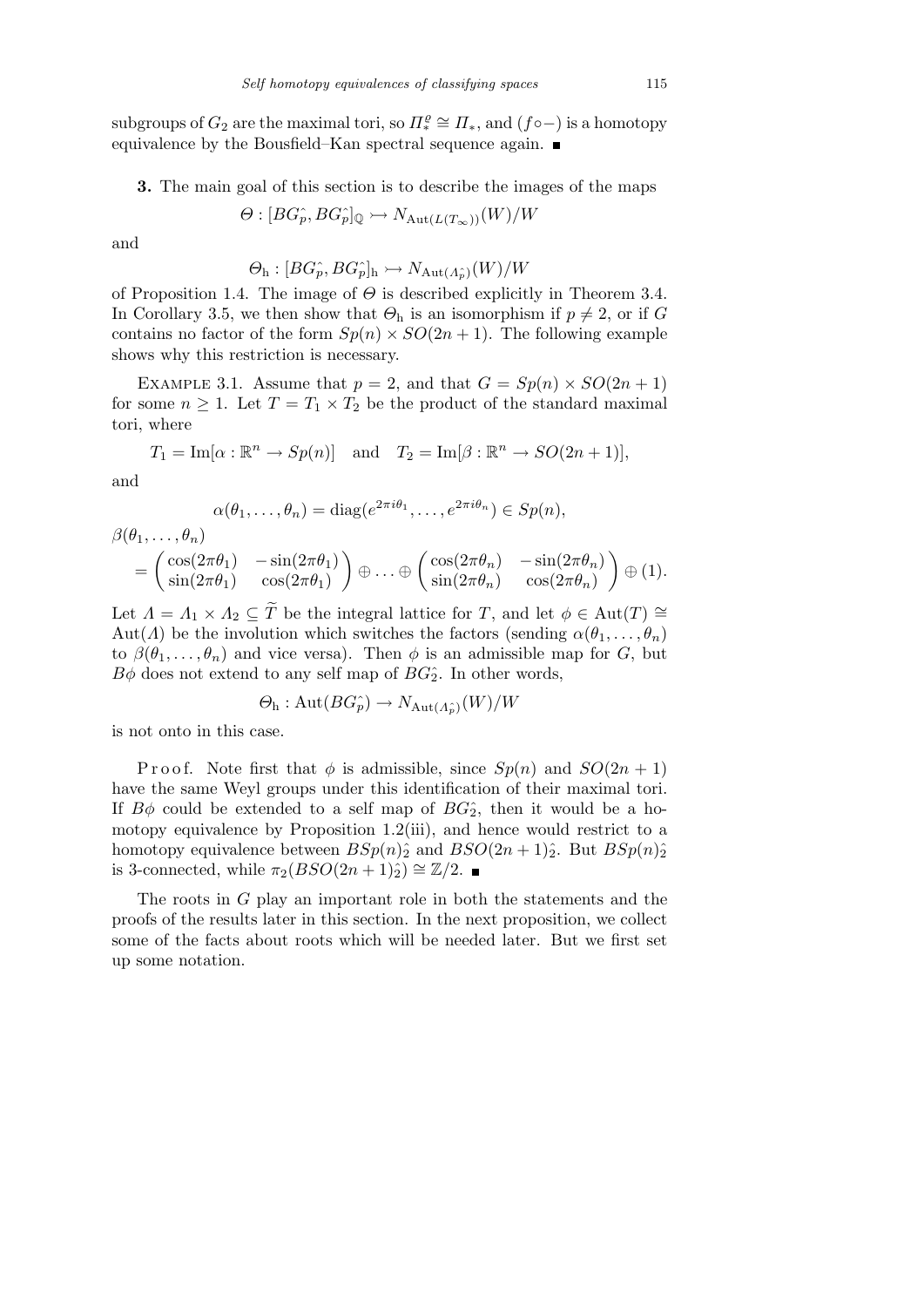subgroups of $G_2$ are the maximal tori, so $\Pi_*^{\varrho} \cong \Pi_*$, and $(f\circ -)$ is a homotopy equivalence by the Bousfield–Kan spectral sequence again. ∎

**3.** The main goal of this section is to describe the images of the maps

$$\Theta : [BG_p^{\hat{}}, BG_p^{\hat{}}]_{\mathbb{Q}} \rightarrowtail N_{\mathrm{Aut}(L(T_\infty))}(W)/W$$

and

$$\Theta_{\mathrm{h}} : [BG_p^{\hat{}}, BG_p^{\hat{}}]_{\mathrm{h}} \rightarrowtail N_{\mathrm{Aut}(\Lambda_p^{\hat{}})}(W)/W$$

of Proposition 1.4. The image of $\Theta$ is described explicitly in Theorem 3.4. In Corollary 3.5, we then show that $\Theta_{\mathrm{h}}$ is an isomorphism if $p \neq 2$, or if $G$ contains no factor of the form $Sp(n) \times SO(2n+1)$. The following example shows why this restriction is necessary.

Example 3.1. Assume that $p = 2$, and that $G = Sp(n) \times SO(2n+1)$ for some $n \geq 1$. Let $T = T_1 \times T_2$ be the product of the standard maximal tori, where

$$T_1 = \mathrm{Im}[\alpha : \mathbb{R}^n \to Sp(n)] \quad \text{and} \quad T_2 = \mathrm{Im}[\beta : \mathbb{R}^n \to SO(2n+1)],$$

and

$$\alpha(\theta_1, \ldots, \theta_n) = \mathrm{diag}(e^{2\pi i\theta_1}, \ldots, e^{2\pi i\theta_n}) \in Sp(n),$$

$$\beta(\theta_1, \ldots, \theta_n) = \begin{pmatrix} \cos(2\pi\theta_1) & -\sin(2\pi\theta_1) \\ \sin(2\pi\theta_1) & \cos(2\pi\theta_1) \end{pmatrix} \oplus \ldots \oplus \begin{pmatrix} \cos(2\pi\theta_n) & -\sin(2\pi\theta_n) \\ \sin(2\pi\theta_n) & \cos(2\pi\theta_n) \end{pmatrix} \oplus (1).$$

Let $\Lambda = \Lambda_1 \times \Lambda_2 \subseteq \widetilde{T}$ be the integral lattice for $T$, and let $\phi \in \mathrm{Aut}(T) \cong \mathrm{Aut}(\Lambda)$ be the involution which switches the factors (sending $\alpha(\theta_1, \ldots, \theta_n)$ to $\beta(\theta_1, \ldots, \theta_n)$ and vice versa). Then $\phi$ is an admissible map for $G$, but $B\phi$ does not extend to any self map of $BG_2^{\hat{}}$. In other words,

$$\Theta_{\mathrm{h}} : \mathrm{Aut}(BG_p^{\hat{}}) \to N_{\mathrm{Aut}(\Lambda_p^{\hat{}})}(W)/W$$

is not onto in this case.

Proof. Note first that $\phi$ is admissible, since $Sp(n)$ and $SO(2n+1)$ have the same Weyl groups under this identification of their maximal tori. If $B\phi$ could be extended to a self map of $BG_2^{\hat{}}$, then it would be a homotopy equivalence by Proposition 1.2(iii), and hence would restrict to a homotopy equivalence between $BSp(n)_2^{\hat{}}$ and $BSO(2n+1)_2^{\hat{}}$. But $BSp(n)_2^{\hat{}}$ is 3-connected, while $\pi_2(BSO(2n+1)_2^{\hat{}}) \cong \mathbb{Z}/2$. ∎

The roots in $G$ play an important role in both the statements and the proofs of the results later in this section. In the next proposition, we collect some of the facts about roots which will be needed later. But we first set up some notation.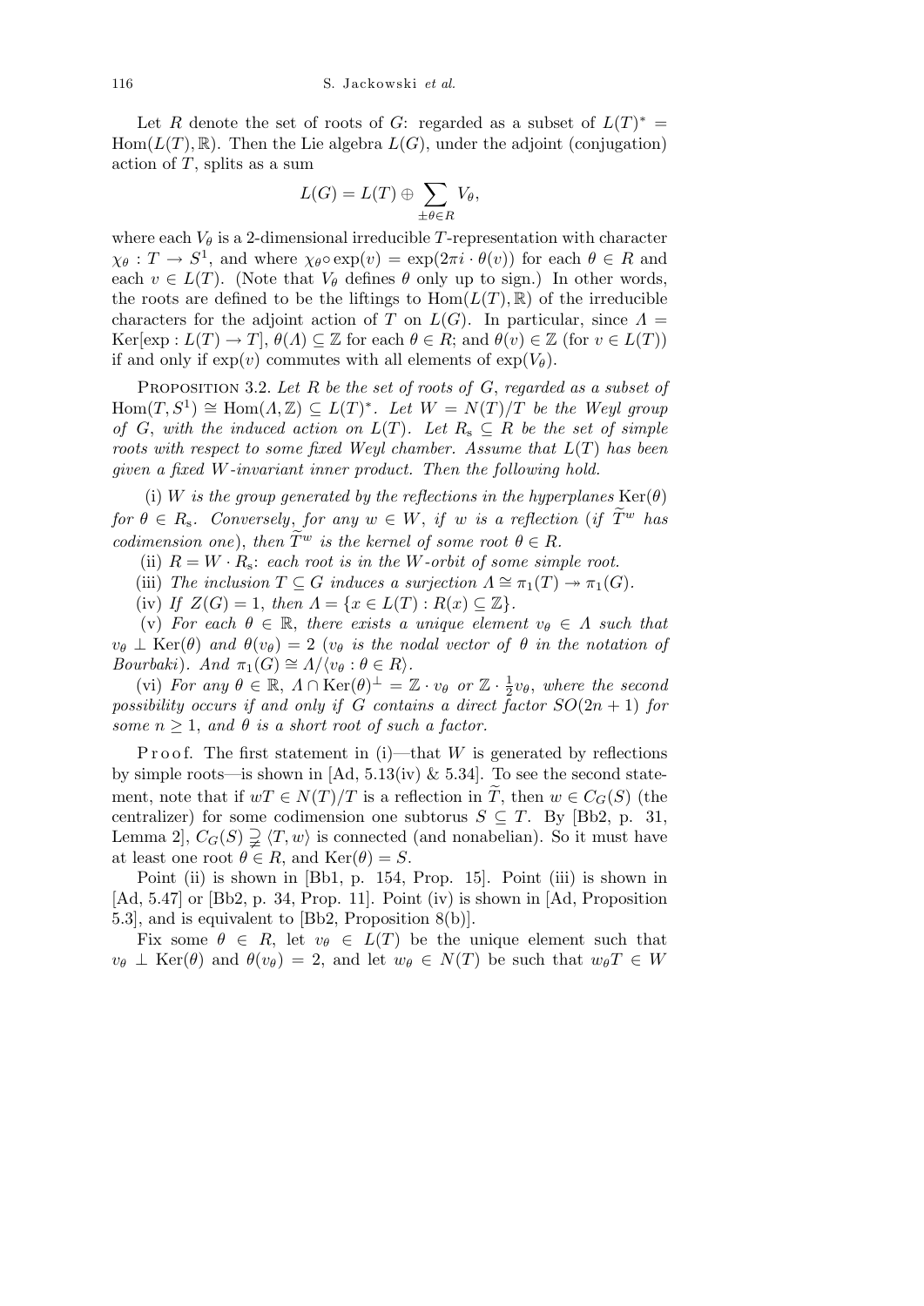Let $R$ denote the set of roots of $G$: regarded as a subset of $L(T)^* = \mathrm{Hom}(L(T), \mathbb{R})$. Then the Lie algebra $L(G)$, under the adjoint (conjugation) action of $T$, splits as a sum

$$L(G) = L(T) \oplus \sum_{\pm\theta \in R} V_\theta,$$

where each $V_\theta$ is a 2-dimensional irreducible $T$-representation with character $\chi_\theta : T \to S^1$, and where $\chi_\theta \circ \exp(v) = \exp(2\pi i \cdot \theta(v))$ for each $\theta \in R$ and each $v \in L(T)$. (Note that $V_\theta$ defines $\theta$ only up to sign.) In other words, the roots are defined to be the liftings to $\mathrm{Hom}(L(T), \mathbb{R})$ of the irreducible characters for the adjoint action of $T$ on $L(G)$. In particular, since $\Lambda = \mathrm{Ker}[\exp : L(T) \to T]$, $\theta(\Lambda) \subseteq \mathbb{Z}$ for each $\theta \in R$; and $\theta(v) \in \mathbb{Z}$ (for $v \in L(T)$) if and only if $\exp(v)$ commutes with all elements of $\exp(V_\theta)$.

Proposition 3.2. *Let $R$ be the set of roots of $G$, regarded as a subset of $\mathrm{Hom}(T, S^1) \cong \mathrm{Hom}(\Lambda, \mathbb{Z}) \subseteq L(T)^*$. Let $W = N(T)/T$ be the Weyl group of $G$, with the induced action on $L(T)$. Let $R_{\mathrm{s}} \subseteq R$ be the set of simple roots with respect to some fixed Weyl chamber. Assume that $L(T)$ has been given a fixed $W$-invariant inner product. Then the following hold.*

(i) *$W$ is the group generated by the reflections in the hyperplanes $\mathrm{Ker}(\theta)$ for $\theta \in R_{\mathrm{s}}$. Conversely, for any $w \in W$, if $w$ is a reflection (if $\widetilde{T}^w$ has codimension one), then $\widetilde{T}^w$ is the kernel of some root $\theta \in R$.*

(ii) *$R = W \cdot R_{\mathrm{s}}$: each root is in the $W$-orbit of some simple root.*

(iii) *The inclusion $T \subseteq G$ induces a surjection $\Lambda \cong \pi_1(T) \twoheadrightarrow \pi_1(G)$.*

(iv) *If $Z(G) = 1$, then $\Lambda = \{x \in L(T) : R(x) \subseteq \mathbb{Z}\}$.*

(v) *For each $\theta \in \mathbb{R}$, there exists a unique element $v_\theta \in \Lambda$ such that $v_\theta \perp \mathrm{Ker}(\theta)$ and $\theta(v_\theta) = 2$ ($v_\theta$ is the nodal vector of $\theta$ in the notation of Bourbaki). And $\pi_1(G) \cong \Lambda/\langle v_\theta : \theta \in R\rangle$.*

(vi) *For any $\theta \in \mathbb{R}$, $\Lambda \cap \mathrm{Ker}(\theta)^\perp = \mathbb{Z} \cdot v_\theta$ or $\mathbb{Z} \cdot \frac{1}{2} v_\theta$, where the second possibility occurs if and only if $G$ contains a direct factor $SO(2n+1)$ for some $n \geq 1$, and $\theta$ is a short root of such a factor.*

Proof. The first statement in (i)—that $W$ is generated by reflections by simple roots—is shown in [Ad, 5.13(iv) & 5.34]. To see the second statement, note that if $wT \in N(T)/T$ is a reflection in $\widetilde{T}$, then $w \in C_G(S)$ (the centralizer) for some codimension one subtorus $S \subseteq T$. By [Bb2, p. 31, Lemma 2], $C_G(S) \supsetneqq \langle T, w\rangle$ is connected (and nonabelian). So it must have at least one root $\theta \in R$, and $\mathrm{Ker}(\theta) = S$.

Point (ii) is shown in [Bb1, p. 154, Prop. 15]. Point (iii) is shown in [Ad, 5.47] or [Bb2, p. 34, Prop. 11]. Point (iv) is shown in [Ad, Proposition 5.3], and is equivalent to [Bb2, Proposition 8(b)].

Fix some $\theta \in R$, let $v_\theta \in L(T)$ be the unique element such that $v_\theta \perp \mathrm{Ker}(\theta)$ and $\theta(v_\theta) = 2$, and let $w_\theta \in N(T)$ be such that $w_\theta T \in W$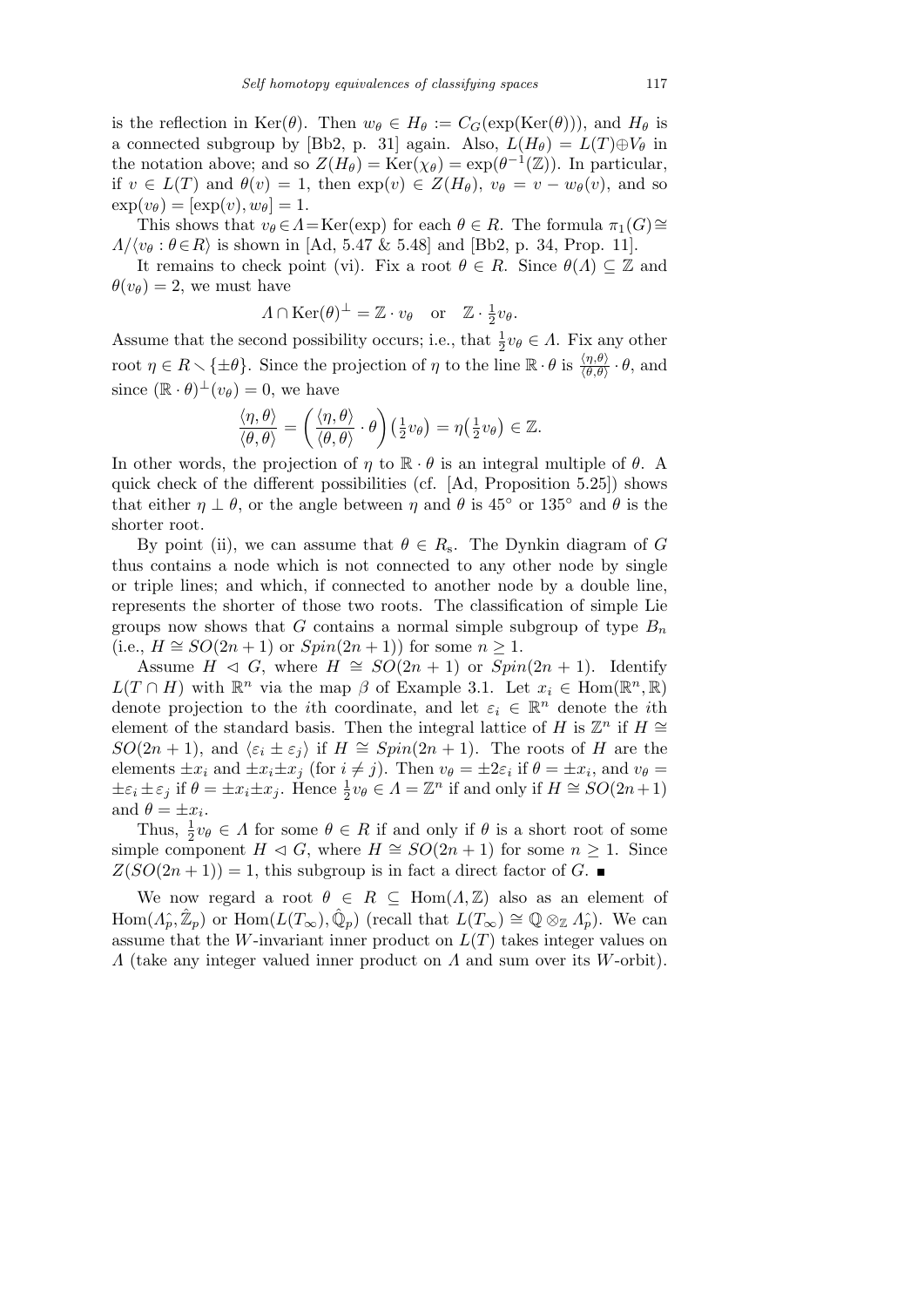is the reflection in $\mathrm{Ker}(\theta)$. Then $w_\theta \in H_\theta := C_G(\exp(\mathrm{Ker}(\theta)))$, and $H_\theta$ is a connected subgroup by [Bb2, p. 31] again. Also, $L(H_\theta) = L(T) \oplus V_\theta$ in the notation above; and so $Z(H_\theta) = \mathrm{Ker}(\chi_\theta) = \exp(\theta^{-1}(\mathbb{Z}))$. In particular, if $v \in L(T)$ and $\theta(v) = 1$, then $\exp(v) \in Z(H_\theta)$, $v_\theta = v - w_\theta(v)$, and so $\exp(v_\theta) = [\exp(v), w_\theta] = 1$.

This shows that $v_\theta \in \Lambda = \mathrm{Ker}(\exp)$ for each $\theta \in R$. The formula $\pi_1(G) \cong \Lambda/\langle v_\theta : \theta \in R\rangle$ is shown in [Ad, 5.47 & 5.48] and [Bb2, p. 34, Prop. 11].

It remains to check point (vi). Fix a root $\theta \in R$. Since $\theta(\Lambda) \subseteq \mathbb{Z}$ and $\theta(v_\theta) = 2$, we must have

$$\Lambda \cap \mathrm{Ker}(\theta)^\perp = \mathbb{Z} \cdot v_\theta \quad \text{or} \quad \mathbb{Z} \cdot \tfrac{1}{2} v_\theta.$$

Assume that the second possibility occurs; i.e., that $\frac{1}{2} v_\theta \in \Lambda$. Fix any other root $\eta \in R \smallsetminus \{\pm\theta\}$. Since the projection of $\eta$ to the line $\mathbb{R} \cdot \theta$ is $\frac{\langle \eta, \theta \rangle}{\langle \theta, \theta \rangle} \cdot \theta$, and since $(\mathbb{R} \cdot \theta)^\perp(v_\theta) = 0$, we have

$$\frac{\langle \eta, \theta \rangle}{\langle \theta, \theta \rangle} = \left( \frac{\langle \eta, \theta \rangle}{\langle \theta, \theta \rangle} \cdot \theta \right)\left(\tfrac{1}{2} v_\theta\right) = \eta\left(\tfrac{1}{2} v_\theta\right) \in \mathbb{Z}.$$

In other words, the projection of $\eta$ to $\mathbb{R} \cdot \theta$ is an integral multiple of $\theta$. A quick check of the different possibilities (cf. [Ad, Proposition 5.25]) shows that either $\eta \perp \theta$, or the angle between $\eta$ and $\theta$ is $45^\circ$ or $135^\circ$ and $\theta$ is the shorter root.

By point (ii), we can assume that $\theta \in R_{\mathrm{s}}$. The Dynkin diagram of $G$ thus contains a node which is not connected to any other node by single or triple lines; and which, if connected to another node by a double line, represents the shorter of those two roots. The classification of simple Lie groups now shows that $G$ contains a normal simple subgroup of type $B_n$ (i.e., $H \cong SO(2n+1)$ or $Spin(2n+1)$) for some $n \geq 1$.

Assume $H \lhd G$, where $H \cong SO(2n+1)$ or $Spin(2n+1)$. Identify $L(T \cap H)$ with $\mathbb{R}^n$ via the map $\beta$ of Example 3.1. Let $x_i \in \mathrm{Hom}(\mathbb{R}^n, \mathbb{R})$ denote projection to the $i$th coordinate, and let $\varepsilon_i \in \mathbb{R}^n$ denote the $i$th element of the standard basis. Then the integral lattice of $H$ is $\mathbb{Z}^n$ if $H \cong SO(2n+1)$, and $\langle \varepsilon_i \pm \varepsilon_j \rangle$ if $H \cong Spin(2n+1)$. The roots of $H$ are the elements $\pm x_i$ and $\pm x_i \pm x_j$ (for $i \neq j$). Then $v_\theta = \pm 2\varepsilon_i$ if $\theta = \pm x_i$, and $v_\theta = \pm\varepsilon_i \pm \varepsilon_j$ if $\theta = \pm x_i \pm x_j$. Hence $\frac{1}{2} v_\theta \in \Lambda = \mathbb{Z}^n$ if and only if $H \cong SO(2n+1)$ and $\theta = \pm x_i$.

Thus, $\frac{1}{2} v_\theta \in \Lambda$ for some $\theta \in R$ if and only if $\theta$ is a short root of some simple component $H \lhd G$, where $H \cong SO(2n+1)$ for some $n \geq 1$. Since $Z(SO(2n+1)) = 1$, this subgroup is in fact a direct factor of $G$. ∎

We now regard a root $\theta \in R \subseteq \mathrm{Hom}(\Lambda, \mathbb{Z})$ also as an element of $\mathrm{Hom}(\hat{\Lambda_p}, \hat{\mathbb{Z}}_p)$ or $\mathrm{Hom}(L(T_\infty), \hat{\mathbb{Q}}_p)$ (recall that $L(T_\infty) \cong \mathbb{Q} \otimes_{\mathbb{Z}} \hat{\Lambda_p}$). We can assume that the $W$-invariant inner product on $L(T)$ takes integer values on $\Lambda$ (take any integer valued inner product on $\Lambda$ and sum over its $W$-orbit).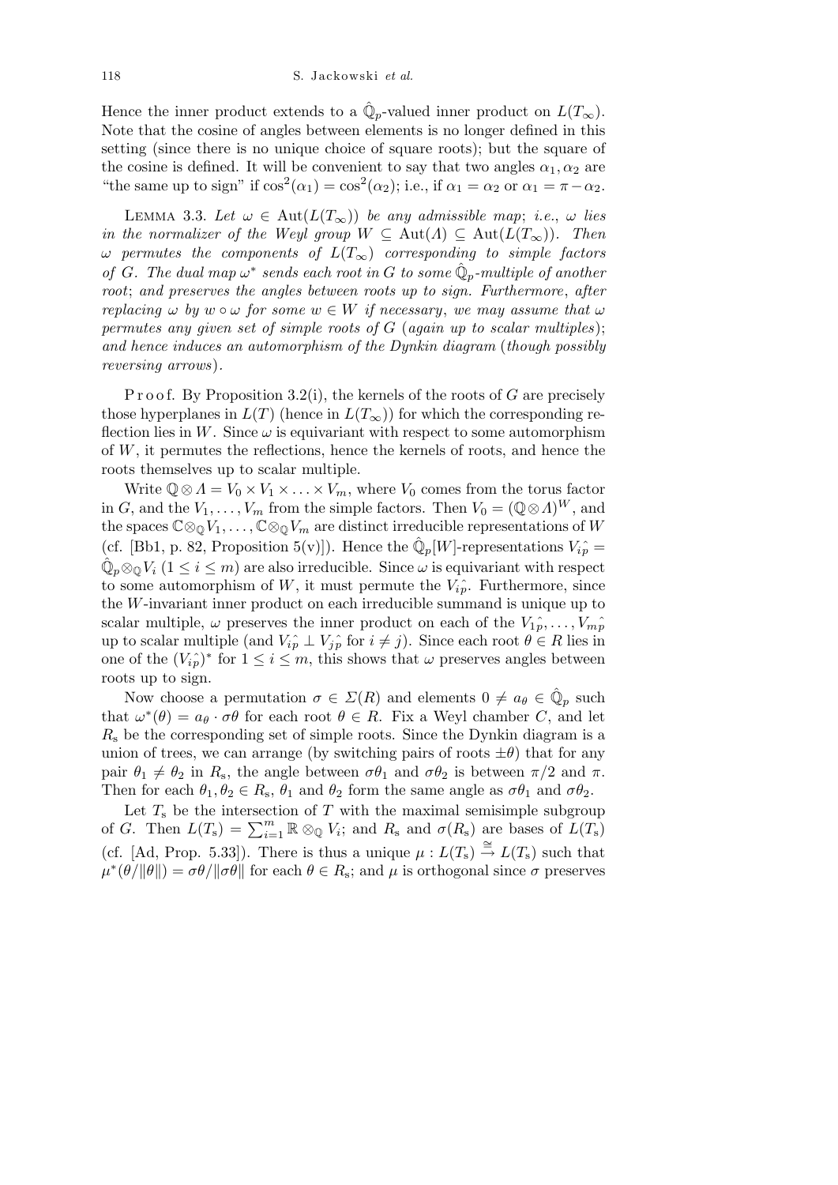Hence the inner product extends to a $\hat{\mathbb{Q}}_p$-valued inner product on $L(T_\infty)$. Note that the cosine of angles between elements is no longer defined in this setting (since there is no unique choice of square roots); but the square of the cosine is defined. It will be convenient to say that two angles $\alpha_1, \alpha_2$ are "the same up to sign" if $\cos^2(\alpha_1) = \cos^2(\alpha_2)$; i.e., if $\alpha_1 = \alpha_2$ or $\alpha_1 = \pi - \alpha_2$.

Lemma 3.3. *Let $\omega \in \mathrm{Aut}(L(T_\infty))$ be any admissible map*; *i.e.*, *$\omega$ lies in the normalizer of the Weyl group $W \subseteq \mathrm{Aut}(\Lambda) \subseteq \mathrm{Aut}(L(T_\infty))$. Then $\omega$ permutes the components of $L(T_\infty)$ corresponding to simple factors of $G$. The dual map $\omega^*$ sends each root in $G$ to some $\hat{\mathbb{Q}}_p$-multiple of another root*; *and preserves the angles between roots up to sign. Furthermore*, *after replacing $\omega$ by $w \circ \omega$ for some $w \in W$ if necessary*, *we may assume that $\omega$ permutes any given set of simple roots of $G$* (*again up to scalar multiples*); *and hence induces an automorphism of the Dynkin diagram* (*though possibly reversing arrows*).

Proof. By Proposition 3.2(i), the kernels of the roots of $G$ are precisely those hyperplanes in $L(T)$ (hence in $L(T_\infty)$) for which the corresponding reflection lies in $W$. Since $\omega$ is equivariant with respect to some automorphism of $W$, it permutes the reflections, hence the kernels of roots, and hence the roots themselves up to scalar multiple.

Write $\mathbb{Q} \otimes \Lambda = V_0 \times V_1 \times \ldots \times V_m$, where $V_0$ comes from the torus factor in $G$, and the $V_1, \ldots, V_m$ from the simple factors. Then $V_0 = (\mathbb{Q} \otimes \Lambda)^W$, and the spaces $\mathbb{C} \otimes_{\mathbb{Q}} V_1, \ldots, \mathbb{C} \otimes_{\mathbb{Q}} V_m$ are distinct irreducible representations of $W$ (cf. [Bb1, p. 82, Proposition 5(v)]). Hence the $\hat{\mathbb{Q}}_p[W]$-representations $V_{i\hat{p}} = \hat{\mathbb{Q}}_p \otimes_{\mathbb{Q}} V_i$ ($1 \le i \le m$) are also irreducible. Since $\omega$ is equivariant with respect to some automorphism of $W$, it must permute the $V_{i\hat{p}}$. Furthermore, since the $W$-invariant inner product on each irreducible summand is unique up to scalar multiple, $\omega$ preserves the inner product on each of the $V_{1\hat{p}}, \ldots, V_{m\hat{p}}$ up to scalar multiple (and $V_{i\hat{p}} \perp V_{j\hat{p}}$ for $i \neq j$). Since each root $\theta \in R$ lies in one of the $(V_{i\hat{p}})^*$ for $1 \le i \le m$, this shows that $\omega$ preserves angles between roots up to sign.

Now choose a permutation $\sigma \in \Sigma(R)$ and elements $0 \neq a_\theta \in \hat{\mathbb{Q}}_p$ such that $\omega^*(\theta) = a_\theta \cdot \sigma\theta$ for each root $\theta \in R$. Fix a Weyl chamber $C$, and let $R_{\mathrm{s}}$ be the corresponding set of simple roots. Since the Dynkin diagram is a union of trees, we can arrange (by switching pairs of roots $\pm\theta$) that for any pair $\theta_1 \neq \theta_2$ in $R_{\mathrm{s}}$, the angle between $\sigma\theta_1$ and $\sigma\theta_2$ is between $\pi/2$ and $\pi$. Then for each $\theta_1, \theta_2 \in R_{\mathrm{s}}$, $\theta_1$ and $\theta_2$ form the same angle as $\sigma\theta_1$ and $\sigma\theta_2$.

Let $T_{\mathrm{s}}$ be the intersection of $T$ with the maximal semisimple subgroup of $G$. Then $L(T_{\mathrm{s}}) = \sum_{i=1}^m \mathbb{R} \otimes_{\mathbb{Q}} V_i$; and $R_{\mathrm{s}}$ and $\sigma(R_{\mathrm{s}})$ are bases of $L(T_{\mathrm{s}})$ (cf. [Ad, Prop. 5.33]). There is thus a unique $\mu : L(T_{\mathrm{s}}) \xrightarrow{\cong} L(T_{\mathrm{s}})$ such that $\mu^*(\theta/\|\theta\|) = \sigma\theta/\|\sigma\theta\|$ for each $\theta \in R_{\mathrm{s}}$; and $\mu$ is orthogonal since $\sigma$ preserves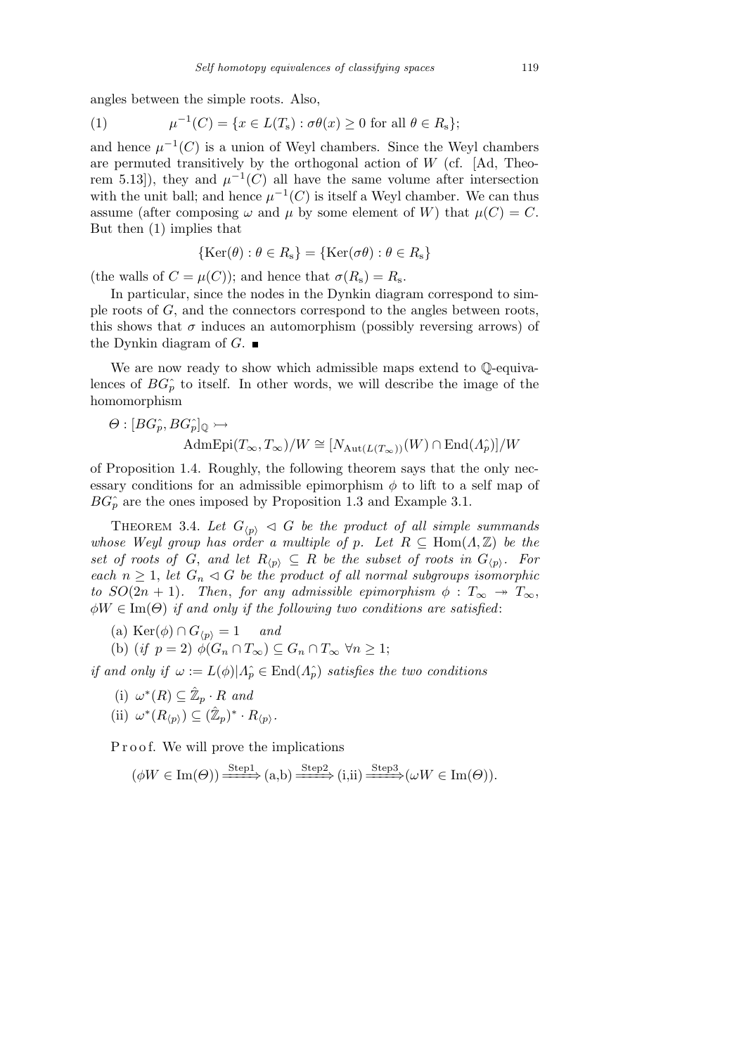angles between the simple roots. Also,

$$\mu^{-1}(C) = \{x \in L(T_s) : \sigma\theta(x) \geq 0 \text{ for all } \theta \in R_s\}; \tag{1}$$

and hence $\mu^{-1}(C)$ is a union of Weyl chambers. Since the Weyl chambers are permuted transitively by the orthogonal action of $W$ (cf. [Ad, Theorem 5.13]), they and $\mu^{-1}(C)$ all have the same volume after intersection with the unit ball; and hence $\mu^{-1}(C)$ is itself a Weyl chamber. We can thus assume (after composing $\omega$ and $\mu$ by some element of $W$) that $\mu(C) = C$. But then (1) implies that

$$\{\mathrm{Ker}(\theta) : \theta \in R_s\} = \{\mathrm{Ker}(\sigma\theta) : \theta \in R_s\}$$

(the walls of $C = \mu(C)$); and hence that $\sigma(R_s) = R_s$.

In particular, since the nodes in the Dynkin diagram correspond to simple roots of $G$, and the connectors correspond to the angles between roots, this shows that $\sigma$ induces an automorphism (possibly reversing arrows) of the Dynkin diagram of $G$. ∎

We are now ready to show which admissible maps extend to $\mathbb{Q}$-equivalences of $BG_p^\wedge$ to itself. In other words, we will describe the image of the homomorphism

$$\Theta : [BG_p^\wedge, BG_p^\wedge]_{\mathbb{Q}} \rightarrowtail \mathrm{AdmEpi}(T_\infty, T_\infty)/W \cong [N_{\mathrm{Aut}(L(T_\infty))}(W) \cap \mathrm{End}(\Lambda_p^\wedge)]/W$$

of Proposition 1.4. Roughly, the following theorem says that the only necessary conditions for an admissible epimorphism $\phi$ to lift to a self map of $BG_p^\wedge$ are the ones imposed by Proposition 1.3 and Example 3.1.

THEOREM 3.4. *Let $G_{\langle p\rangle} \lhd G$ be the product of all simple summands whose Weyl group has order a multiple of $p$. Let $R \subseteq \mathrm{Hom}(\Lambda, \mathbb{Z})$ be the set of roots of $G$, and let $R_{\langle p\rangle} \subseteq R$ be the subset of roots in $G_{\langle p\rangle}$. For each $n \geq 1$, let $G_n \lhd G$ be the product of all normal subgroups isomorphic to $SO(2n+1)$. Then, for any admissible epimorphism $\phi : T_\infty \twoheadrightarrow T_\infty$, $\phi W \in \mathrm{Im}(\Theta)$ if and only if the following two conditions are satisfied*:

(a) $\mathrm{Ker}(\phi) \cap G_{\langle p\rangle} = 1$ *and*

(b) (*if* $p = 2$) $\phi(G_n \cap T_\infty) \subseteq G_n \cap T_\infty$ $\forall n \geq 1$;

*if and only if $\omega := L(\phi)|\Lambda_p^\wedge \in \mathrm{End}(\Lambda_p^\wedge)$ satisfies the two conditions*

(i) $\omega^*(R) \subseteq \hat{\mathbb{Z}}_p \cdot R$ *and*

(ii) $\omega^*(R_{\langle p\rangle}) \subseteq (\hat{\mathbb{Z}}_p)^* \cdot R_{\langle p\rangle}$.

Proof. We will prove the implications

$$(\phi W \in \mathrm{Im}(\Theta)) \xrightarrow{\text{Step1}} (\text{a,b}) \xrightarrow{\text{Step2}} (\text{i,ii}) \xrightarrow{\text{Step3}} (\omega W \in \mathrm{Im}(\Theta)).$$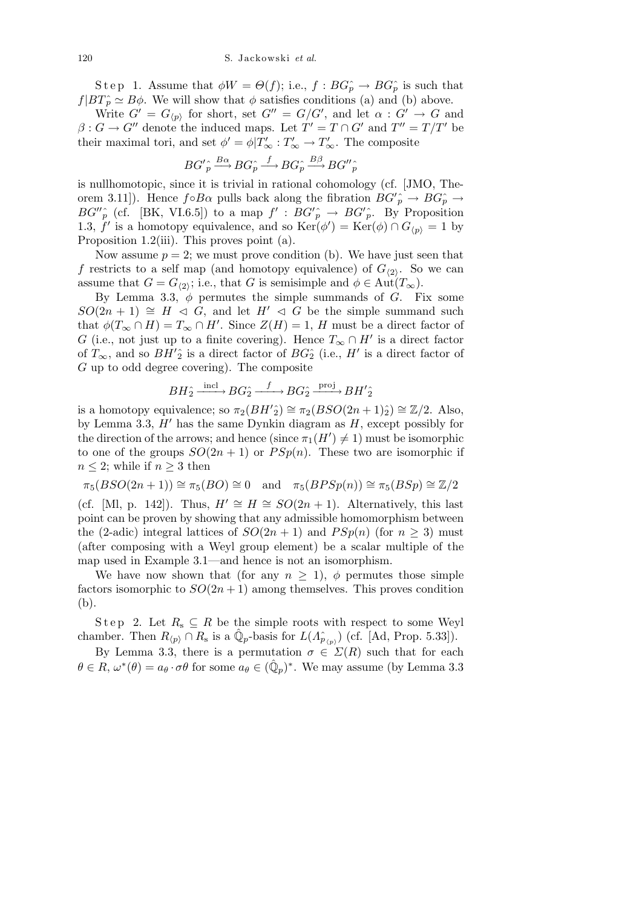**Step 1.** Assume that $\phi W = \Theta(f)$; i.e., $f : BG^{\wedge}_p \to BG^{\wedge}_p$ is such that $f|BT^{\wedge}_p \simeq B\phi$. We will show that $\phi$ satisfies conditions (a) and (b) above.

Write $G' = G_{\langle p \rangle}$ for short, set $G'' = G/G'$, and let $\alpha : G' \to G$ and $\beta : G \to G''$ denote the induced maps. Let $T' = T \cap G'$ and $T'' = T/T'$ be their maximal tori, and set $\phi' = \phi|T'_\infty : T'_\infty \to T'_\infty$. The composite

$$BG'^{\wedge}_p \xrightarrow{B\alpha} BG^{\wedge}_p \xrightarrow{f} BG^{\wedge}_p \xrightarrow{B\beta} BG''^{\wedge}_p$$

is nullhomotopic, since it is trivial in rational cohomology (cf. [JMO, Theorem 3.11]). Hence $f \circ B\alpha$ pulls back along the fibration $BG'^{\wedge}_p \to BG^{\wedge}_p \to BG''^{\wedge}_p$ (cf. [BK, VI.6.5]) to a map $f' : BG'^{\wedge}_p \to BG'^{\wedge}_p$. By Proposition 1.3, $f'$ is a homotopy equivalence, and so $\mathrm{Ker}(\phi') = \mathrm{Ker}(\phi) \cap G_{\langle p \rangle} = 1$ by Proposition 1.2(iii). This proves point (a).

Now assume $p = 2$; we must prove condition (b). We have just seen that $f$ restricts to a self map (and homotopy equivalence) of $G_{\langle 2 \rangle}$. So we can assume that $G = G_{\langle 2 \rangle}$; i.e., that $G$ is semisimple and $\phi \in \mathrm{Aut}(T_\infty)$.

By Lemma 3.3, $\phi$ permutes the simple summands of $G$. Fix some $SO(2n+1) \cong H \lhd G$, and let $H' \lhd G$ be the simple summand such that $\phi(T_\infty \cap H) = T_\infty \cap H'$. Since $Z(H) = 1$, $H$ must be a direct factor of $G$ (i.e., not just up to a finite covering). Hence $T_\infty \cap H'$ is a direct factor of $T_\infty$, and so $BH'^{\wedge}_2$ is a direct factor of $BG^{\wedge}_2$ (i.e., $H'$ is a direct factor of $G$ up to odd degree covering). The composite

$$BH^{\wedge}_2 \xrightarrow{\mathrm{incl}} BG^{\wedge}_2 \xrightarrow{f} BG^{\wedge}_2 \xrightarrow{\mathrm{proj}} BH'^{\wedge}_2$$

is a homotopy equivalence; so $\pi_2(BH'^{\wedge}_2) \cong \pi_2(BSO(2n+1)^{\wedge}_2) \cong \mathbb{Z}/2$. Also, by Lemma 3.3, $H'$ has the same Dynkin diagram as $H$, except possibly for the direction of the arrows; and hence (since $\pi_1(H') \neq 1$) must be isomorphic to one of the groups $SO(2n+1)$ or $PSp(n)$. These two are isomorphic if $n \leq 2$; while if $n \geq 3$ then

$$\pi_5(BSO(2n+1)) \cong \pi_5(BO) \cong 0 \quad \text{and} \quad \pi_5(BPSp(n)) \cong \pi_5(BSp) \cong \mathbb{Z}/2$$

(cf. [Ml, p. 142]). Thus, $H' \cong H \cong SO(2n+1)$. Alternatively, this last point can be proven by showing that any admissible homomorphism between the (2-adic) integral lattices of $SO(2n+1)$ and $PSp(n)$ (for $n \geq 3$) must (after composing with a Weyl group element) be a scalar multiple of the map used in Example 3.1—and hence is not an isomorphism.

We have now shown that (for any $n \geq 1$), $\phi$ permutes those simple factors isomorphic to $SO(2n+1)$ among themselves. This proves condition (b).

**Step 2.** Let $R_{\mathrm{s}} \subseteq R$ be the simple roots with respect to some Weyl chamber. Then $R_{\langle p \rangle} \cap R_{\mathrm{s}}$ is a $\hat{\mathbb{Q}}_p$-basis for $L(\Lambda^{\wedge}_{p_{\langle p \rangle}})$ (cf. [Ad, Prop. 5.33]).

By Lemma 3.3, there is a permutation $\sigma \in \Sigma(R)$ such that for each $\theta \in R$, $\omega^*(\theta) = a_\theta \cdot \sigma\theta$ for some $a_\theta \in (\hat{\mathbb{Q}}_p)^*$. We may assume (by Lemma 3.3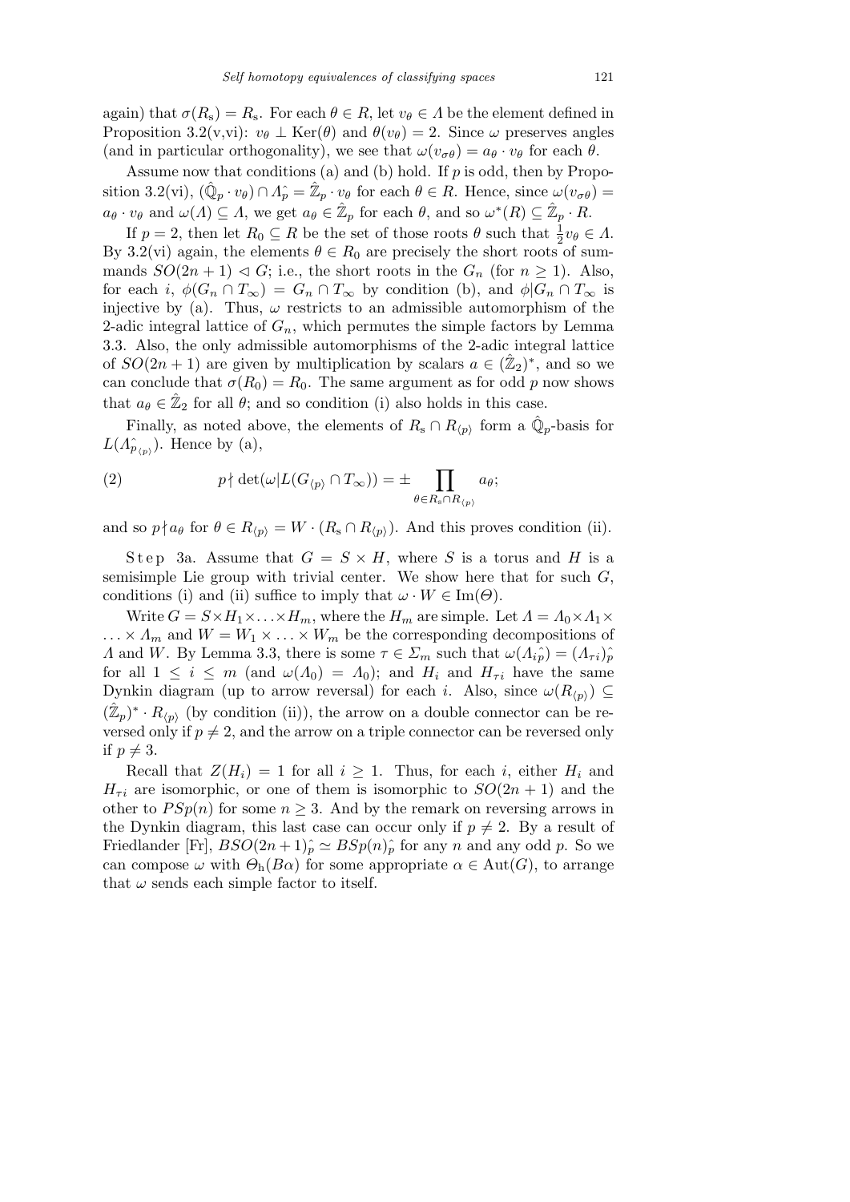again) that $\sigma(R_s) = R_s$. For each $\theta \in R$, let $v_\theta \in \Lambda$ be the element defined in Proposition 3.2(v,vi): $v_\theta \perp \mathrm{Ker}(\theta)$ and $\theta(v_\theta) = 2$. Since $\omega$ preserves angles (and in particular orthogonality), we see that $\omega(v_{\sigma\theta}) = a_\theta \cdot v_\theta$ for each $\theta$.

Assume now that conditions (a) and (b) hold. If $p$ is odd, then by Proposition 3.2(vi), $(\hat{\mathbb{Q}}_p \cdot v_\theta) \cap \Lambda_p^\wedge = \hat{\mathbb{Z}}_p \cdot v_\theta$ for each $\theta \in R$. Hence, since $\omega(v_{\sigma\theta}) = a_\theta \cdot v_\theta$ and $\omega(\Lambda) \subseteq \Lambda$, we get $a_\theta \in \hat{\mathbb{Z}}_p$ for each $\theta$, and so $\omega^*(R) \subseteq \hat{\mathbb{Z}}_p \cdot R$.

If $p = 2$, then let $R_0 \subseteq R$ be the set of those roots $\theta$ such that $\frac{1}{2}v_\theta \in \Lambda$. By 3.2(vi) again, the elements $\theta \in R_0$ are precisely the short roots of summands $SO(2n+1) \lhd G$; i.e., the short roots in the $G_n$ (for $n \geq 1$). Also, for each $i$, $\phi(G_n \cap T_\infty) = G_n \cap T_\infty$ by condition (b), and $\phi|G_n \cap T_\infty$ is injective by (a). Thus, $\omega$ restricts to an admissible automorphism of the 2-adic integral lattice of $G_n$, which permutes the simple factors by Lemma 3.3. Also, the only admissible automorphisms of the 2-adic integral lattice of $SO(2n+1)$ are given by multiplication by scalars $a \in (\hat{\mathbb{Z}}_2)^*$, and so we can conclude that $\sigma(R_0) = R_0$. The same argument as for odd $p$ now shows that $a_\theta \in \hat{\mathbb{Z}}_2$ for all $\theta$; and so condition (i) also holds in this case.

Finally, as noted above, the elements of $R_s \cap R_{\langle p \rangle}$ form a $\hat{\mathbb{Q}}_p$-basis for $L(\Lambda_{p_{\langle p \rangle}}^\wedge)$. Hence by (a),

$$p \nmid \det(\omega | L(G_{\langle p \rangle} \cap T_\infty)) = \pm \prod_{\theta \in R_s \cap R_{\langle p \rangle}} a_\theta; \tag{2}$$

and so $p \nmid a_\theta$ for $\theta \in R_{\langle p \rangle} = W \cdot (R_s \cap R_{\langle p \rangle})$. And this proves condition (ii).

Step 3a. Assume that $G = S \times H$, where $S$ is a torus and $H$ is a semisimple Lie group with trivial center. We show here that for such $G$, conditions (i) and (ii) suffice to imply that $\omega \cdot W \in \mathrm{Im}(\Theta)$.

Write $G = S \times H_1 \times \ldots \times H_m$, where the $H_m$ are simple. Let $\Lambda = \Lambda_0 \times \Lambda_1 \times \ldots \times \Lambda_m$ and $W = W_1 \times \ldots \times W_m$ be the corresponding decompositions of $\Lambda$ and $W$. By Lemma 3.3, there is some $\tau \in \Sigma_m$ such that $\omega(\Lambda_{i\hat{p}}) = (\Lambda_{\tau i})_p^\wedge$ for all $1 \leq i \leq m$ (and $\omega(\Lambda_0) = \Lambda_0$); and $H_i$ and $H_{\tau i}$ have the same Dynkin diagram (up to arrow reversal) for each $i$. Also, since $\omega(R_{\langle p \rangle}) \subseteq (\hat{\mathbb{Z}}_p)^* \cdot R_{\langle p \rangle}$ (by condition (ii)), the arrow on a double connector can be reversed only if $p \neq 2$, and the arrow on a triple connector can be reversed only if $p \neq 3$.

Recall that $Z(H_i) = 1$ for all $i \geq 1$. Thus, for each $i$, either $H_i$ and $H_{\tau i}$ are isomorphic, or one of them is isomorphic to $SO(2n+1)$ and the other to $PSp(n)$ for some $n \geq 3$. And by the remark on reversing arrows in the Dynkin diagram, this last case can occur only if $p \neq 2$. By a result of Friedlander [Fr], $BSO(2n+1)_p^\wedge \simeq BSp(n)_p^\wedge$ for any $n$ and any odd $p$. So we can compose $\omega$ with $\Theta_{\mathrm{h}}(B\alpha)$ for some appropriate $\alpha \in \mathrm{Aut}(G)$, to arrange that $\omega$ sends each simple factor to itself.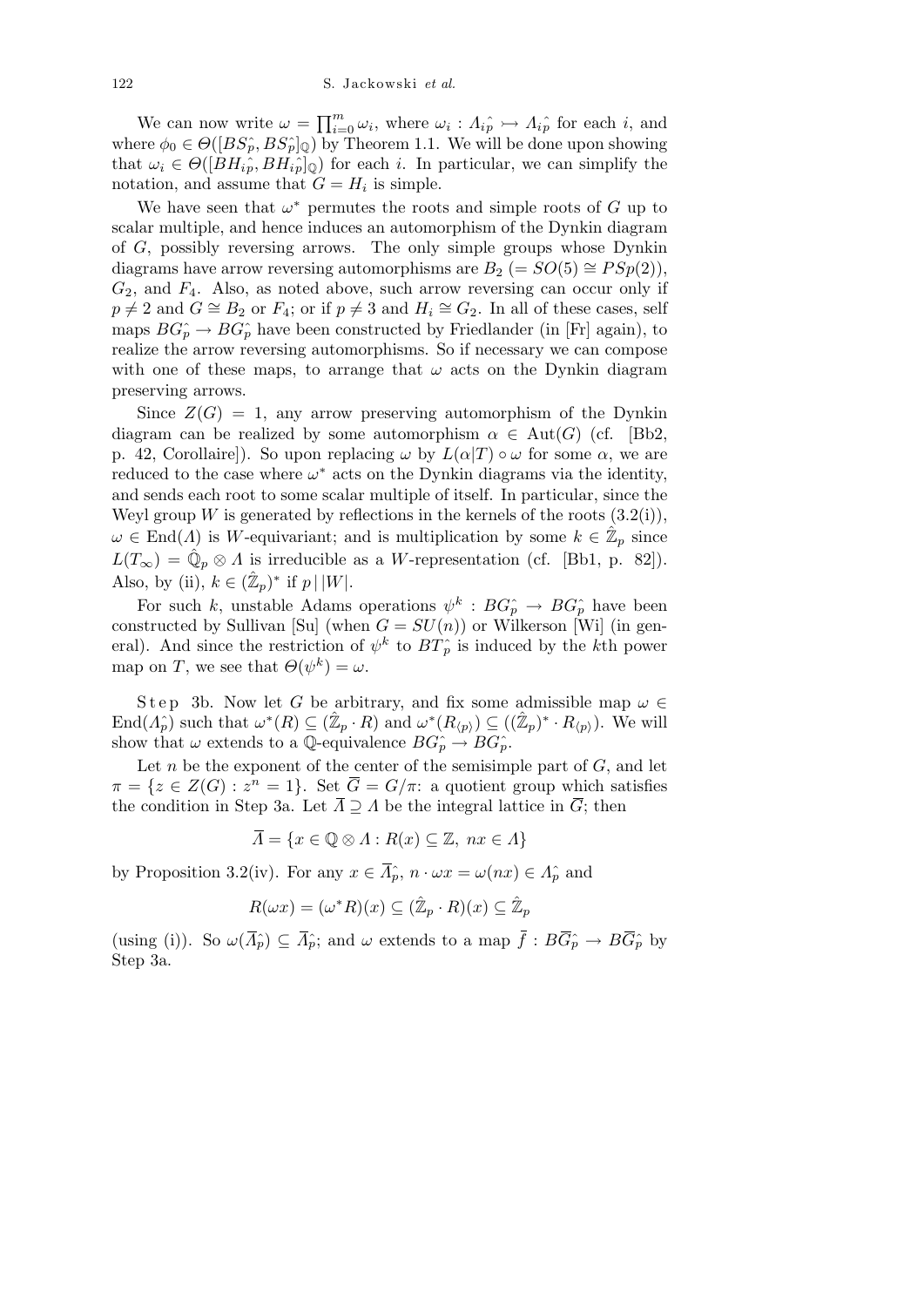We can now write $\omega = \prod_{i=0}^{m} \omega_i$, where $\omega_i : \Lambda_{ip}\hat{} \rightarrowtail \Lambda_{ip}\hat{}$ for each $i$, and where $\phi_0 \in \Theta([BS_p\hat{}, BS_p\hat{}]_{\mathbb{Q}})$ by Theorem 1.1. We will be done upon showing that $\omega_i \in \Theta([BH_{ip}\hat{}, BH_{ip}\hat{}]_{\mathbb{Q}})$ for each $i$. In particular, we can simplify the notation, and assume that $G = H_i$ is simple.

We have seen that $\omega^*$ permutes the roots and simple roots of $G$ up to scalar multiple, and hence induces an automorphism of the Dynkin diagram of $G$, possibly reversing arrows. The only simple groups whose Dynkin diagrams have arrow reversing automorphisms are $B_2$ ($= SO(5) \cong PSp(2)$), $G_2$, and $F_4$. Also, as noted above, such arrow reversing can occur only if $p \neq 2$ and $G \cong B_2$ or $F_4$; or if $p \neq 3$ and $H_i \cong G_2$. In all of these cases, self maps $BG_p\hat{} \to BG_p\hat{}$ have been constructed by Friedlander (in [Fr] again), to realize the arrow reversing automorphisms. So if necessary we can compose with one of these maps, to arrange that $\omega$ acts on the Dynkin diagram preserving arrows.

Since $Z(G) = 1$, any arrow preserving automorphism of the Dynkin diagram can be realized by some automorphism $\alpha \in \mathrm{Aut}(G)$ (cf. [Bb2, p. 42, Corollaire]). So upon replacing $\omega$ by $L(\alpha|T) \circ \omega$ for some $\alpha$, we are reduced to the case where $\omega^*$ acts on the Dynkin diagrams via the identity, and sends each root to some scalar multiple of itself. In particular, since the Weyl group $W$ is generated by reflections in the kernels of the roots (3.2(i)), $\omega \in \mathrm{End}(\Lambda)$ is $W$-equivariant; and is multiplication by some $k \in \hat{\mathbb{Z}}_p$ since $L(T_\infty) = \hat{\mathbb{Q}}_p \otimes \Lambda$ is irreducible as a $W$-representation (cf. [Bb1, p. 82]). Also, by (ii), $k \in (\hat{\mathbb{Z}}_p)^*$ if $p \mid |W|$.

For such $k$, unstable Adams operations $\psi^k : BG_p\hat{} \to BG_p\hat{}$ have been constructed by Sullivan [Su] (when $G = SU(n)$) or Wilkerson [Wi] (in general). And since the restriction of $\psi^k$ to $BT_p\hat{}$ is induced by the $k$th power map on $T$, we see that $\Theta(\psi^k) = \omega$.

Step 3b. Now let $G$ be arbitrary, and fix some admissible map $\omega \in \mathrm{End}(\Lambda_p\hat{})$ such that $\omega^*(R) \subseteq (\hat{\mathbb{Z}}_p \cdot R)$ and $\omega^*(R_{\langle p \rangle}) \subseteq ((\hat{\mathbb{Z}}_p)^* \cdot R_{\langle p \rangle})$. We will show that $\omega$ extends to a $\mathbb{Q}$-equivalence $BG_p\hat{} \to BG_p\hat{}$.

Let $n$ be the exponent of the center of the semisimple part of $G$, and let $\pi = \{z \in Z(G) : z^n = 1\}$. Set $\overline{G} = G/\pi$: a quotient group which satisfies the condition in Step 3a. Let $\overline{\Lambda} \supseteq \Lambda$ be the integral lattice in $\overline{G}$; then

$$\overline{\Lambda} = \{x \in \mathbb{Q} \otimes \Lambda : R(x) \subseteq \mathbb{Z},\ nx \in \Lambda\}$$

by Proposition 3.2(iv). For any $x \in \overline{\Lambda}_p\hat{}$, $n \cdot \omega x = \omega(nx) \in \Lambda_p\hat{}$ and

$$R(\omega x) = (\omega^* R)(x) \subseteq (\hat{\mathbb{Z}}_p \cdot R)(x) \subseteq \hat{\mathbb{Z}}_p$$

(using (i)). So $\omega(\overline{\Lambda}_p\hat{}) \subseteq \overline{\Lambda}_p\hat{}$; and $\omega$ extends to a map $\bar{f} : B\overline{G}_p\hat{} \to B\overline{G}_p\hat{}$ by Step 3a.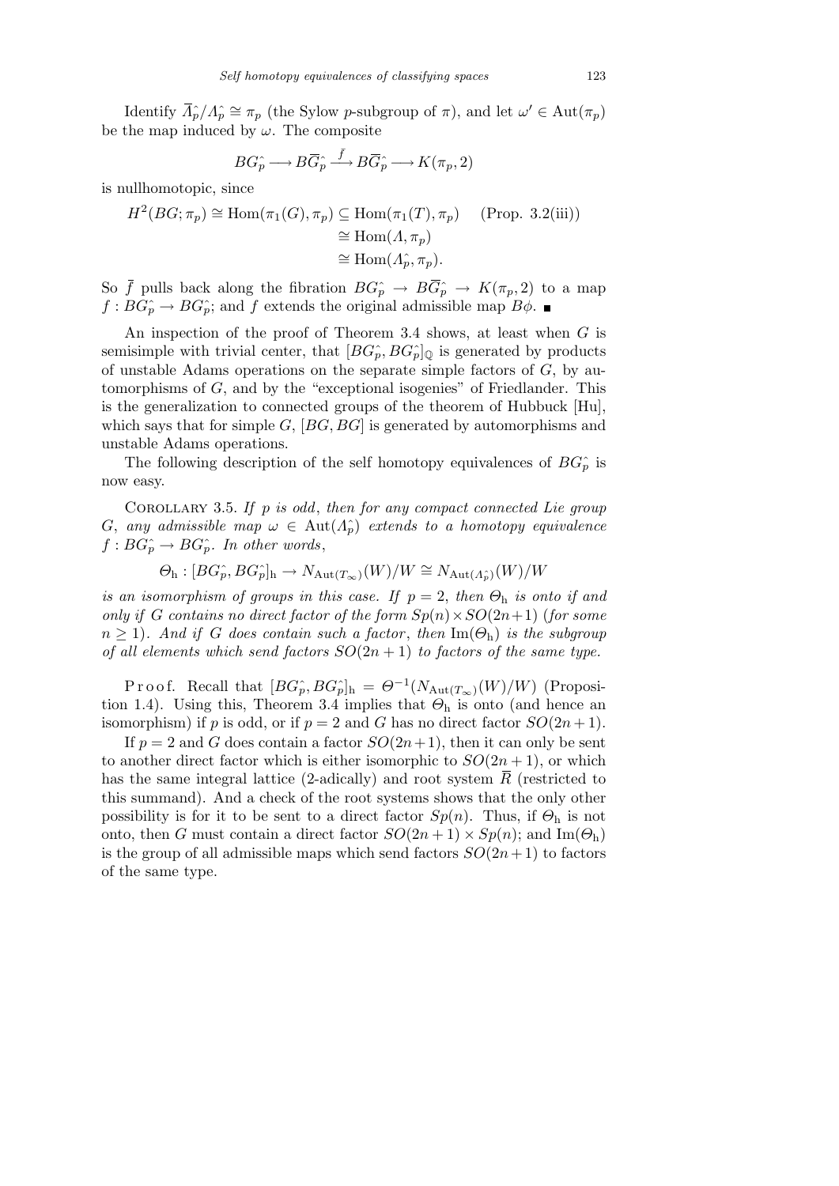Identify $\overline{\Lambda}_p^\wedge/\Lambda_p^\wedge \cong \pi_p$ (the Sylow $p$-subgroup of $\pi$), and let $\omega' \in \mathrm{Aut}(\pi_p)$ be the map induced by $\omega$. The composite

$$BG_p^\wedge \longrightarrow B\overline{G}_p^\wedge \xrightarrow{\bar{f}} B\overline{G}_p^\wedge \longrightarrow K(\pi_p, 2)$$

is nullhomotopic, since

$$\begin{aligned} H^2(BG;\pi_p) \cong \mathrm{Hom}(\pi_1(G),\pi_p) &\subseteq \mathrm{Hom}(\pi_1(T),\pi_p) \quad \text{(Prop. 3.2(iii))} \\ &\cong \mathrm{Hom}(\Lambda,\pi_p) \\ &\cong \mathrm{Hom}(\Lambda_p^\wedge,\pi_p). \end{aligned}$$

So $\bar{f}$ pulls back along the fibration $BG_p^\wedge \to B\overline{G}_p^\wedge \to K(\pi_p,2)$ to a map $f : BG_p^\wedge \to BG_p^\wedge$; and $f$ extends the original admissible map $B\phi$. ∎

An inspection of the proof of Theorem 3.4 shows, at least when $G$ is semisimple with trivial center, that $[BG_p^\wedge, BG_p^\wedge]_{\mathbb{Q}}$ is generated by products of unstable Adams operations on the separate simple factors of $G$, by automorphisms of $G$, and by the "exceptional isogenies" of Friedlander. This is the generalization to connected groups of the theorem of Hubbuck [Hu], which says that for simple $G$, $[BG, BG]$ is generated by automorphisms and unstable Adams operations.

The following description of the self homotopy equivalences of $BG_p^\wedge$ is now easy.

Corollary 3.5. *If $p$ is odd, then for any compact connected Lie group $G$, any admissible map $\omega \in \mathrm{Aut}(\Lambda_p^\wedge)$ extends to a homotopy equivalence $f : BG_p^\wedge \to BG_p^\wedge$. In other words,*

$$\Theta_{\mathrm{h}} : [BG_p^\wedge, BG_p^\wedge]_{\mathrm{h}} \to N_{\mathrm{Aut}(T_\infty)}(W)/W \cong N_{\mathrm{Aut}(\Lambda_p^\wedge)}(W)/W$$

*is an isomorphism of groups in this case. If $p = 2$, then $\Theta_{\mathrm{h}}$ is onto if and only if $G$ contains no direct factor of the form $Sp(n) \times SO(2n+1)$ (for some $n \geq 1$). And if $G$ does contain such a factor, then $\mathrm{Im}(\Theta_{\mathrm{h}})$ is the subgroup of all elements which send factors $SO(2n+1)$ to factors of the same type.*

Proof. Recall that $[BG_p^\wedge, BG_p^\wedge]_{\mathrm{h}} = \Theta^{-1}(N_{\mathrm{Aut}(T_\infty)}(W)/W)$ (Proposition 1.4). Using this, Theorem 3.4 implies that $\Theta_{\mathrm{h}}$ is onto (and hence an isomorphism) if $p$ is odd, or if $p = 2$ and $G$ has no direct factor $SO(2n+1)$.

If $p = 2$ and $G$ does contain a factor $SO(2n+1)$, then it can only be sent to another direct factor which is either isomorphic to $SO(2n+1)$, or which has the same integral lattice (2-adically) and root system $\overline{R}$ (restricted to this summand). And a check of the root systems shows that the only other possibility is for it to be sent to a direct factor $Sp(n)$. Thus, if $\Theta_{\mathrm{h}}$ is not onto, then $G$ must contain a direct factor $SO(2n+1) \times Sp(n)$; and $\mathrm{Im}(\Theta_{\mathrm{h}})$ is the group of all admissible maps which send factors $SO(2n+1)$ to factors of the same type.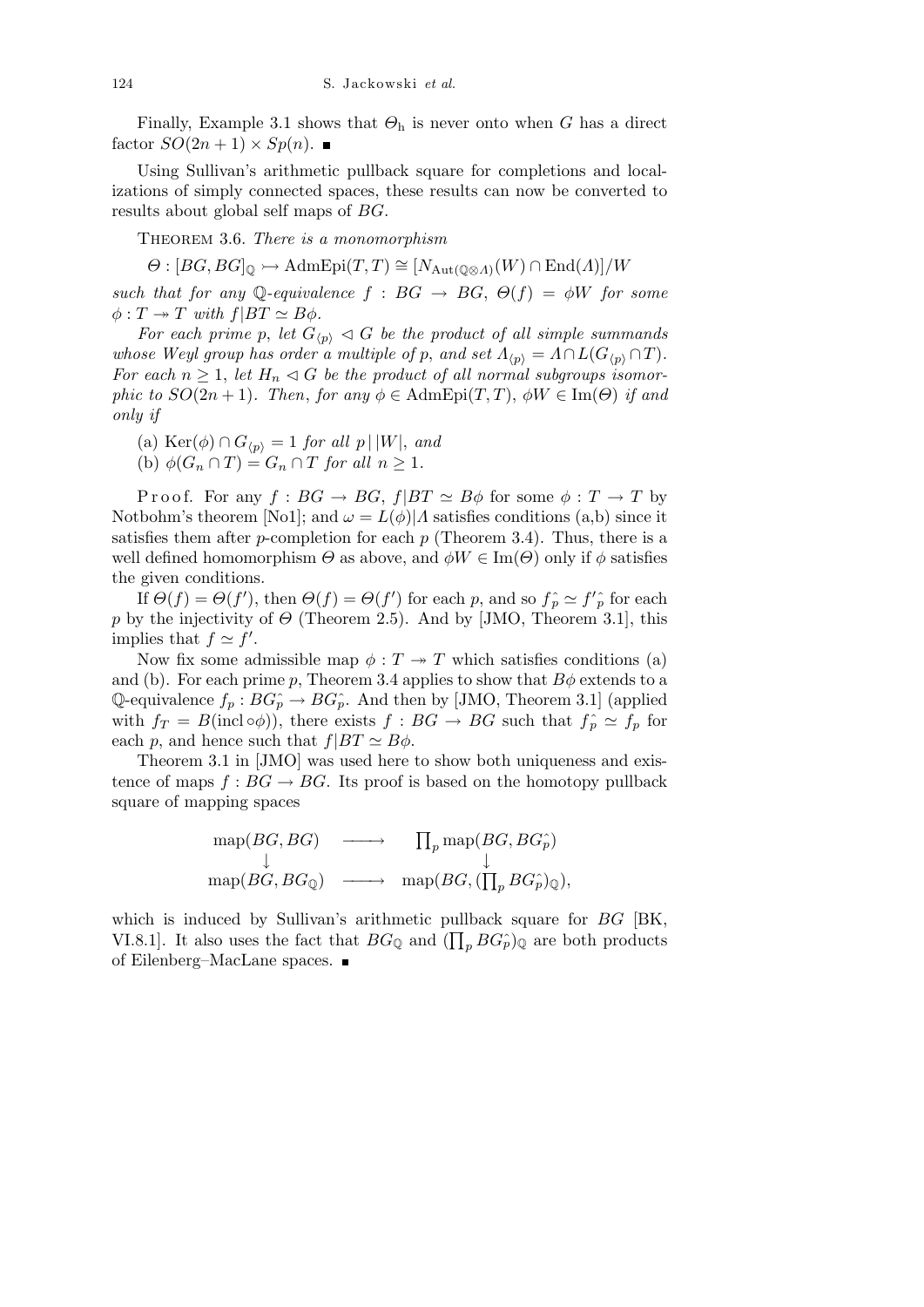Finally, Example 3.1 shows that $\Theta_{\mathrm{h}}$ is never onto when $G$ has a direct factor $SO(2n+1)\times Sp(n)$. ∎

Using Sullivan's arithmetic pullback square for completions and localizations of simply connected spaces, these results can now be converted to results about global self maps of $BG$.

Theorem 3.6. *There is a monomorphism*

$$\Theta : [BG, BG]_{\mathbb{Q}} \rightarrowtail \mathrm{AdmEpi}(T,T) \cong [N_{\mathrm{Aut}(\mathbb{Q}\otimes\Lambda)}(W)\cap \mathrm{End}(\Lambda)]/W$$

*such that for any $\mathbb{Q}$-equivalence $f : BG \to BG$, $\Theta(f) = \phi W$ for some $\phi : T \twoheadrightarrow T$ with $f|BT \simeq B\phi$.*

*For each prime $p$, let $G_{\langle p\rangle} \lhd G$ be the product of all simple summands whose Weyl group has order a multiple of $p$, and set $\Lambda_{\langle p\rangle} = \Lambda \cap L(G_{\langle p\rangle}\cap T)$. For each $n \geq 1$, let $H_n \lhd G$ be the product of all normal subgroups isomorphic to $SO(2n+1)$. Then, for any $\phi \in \mathrm{AdmEpi}(T,T)$, $\phi W \in \mathrm{Im}(\Theta)$ if and only if*

(a) $\mathrm{Ker}(\phi)\cap G_{\langle p\rangle} = 1$ *for all* $p\,|\,|W|$, *and*
(b) $\phi(G_n\cap T) = G_n \cap T$ *for all* $n\geq 1$.

Proof. For any $f : BG \to BG$, $f|BT \simeq B\phi$ for some $\phi : T \to T$ by Notbohm's theorem [No1]; and $\omega = L(\phi)|\Lambda$ satisfies conditions (a,b) since it satisfies them after $p$-completion for each $p$ (Theorem 3.4). Thus, there is a well defined homomorphism $\Theta$ as above, and $\phi W \in \mathrm{Im}(\Theta)$ only if $\phi$ satisfies the given conditions.

If $\Theta(f) = \Theta(f')$, then $\Theta(f) = \Theta(f')$ for each $p$, and so $f^{\wedge}_p \simeq f'^{\wedge}_p$ for each $p$ by the injectivity of $\Theta$ (Theorem 2.5). And by [JMO, Theorem 3.1], this implies that $f \simeq f'$.

Now fix some admissible map $\phi : T \twoheadrightarrow T$ which satisfies conditions (a) and (b). For each prime $p$, Theorem 3.4 applies to show that $B\phi$ extends to a $\mathbb{Q}$-equivalence $f_p : BG^{\wedge}_p \to BG^{\wedge}_p$. And then by [JMO, Theorem 3.1] (applied with $f_T = B(\mathrm{incl}\circ\phi)$), there exists $f : BG \to BG$ such that $f^{\wedge}_p \simeq f_p$ for each $p$, and hence such that $f|BT \simeq B\phi$.

Theorem 3.1 in [JMO] was used here to show both uniqueness and existence of maps $f : BG \to BG$. Its proof is based on the homotopy pullback square of mapping spaces

$$\begin{array}{ccc} \mathrm{map}(BG, BG) & \longrightarrow & \prod_p \mathrm{map}(BG, BG^{\wedge}_p) \\ \downarrow & & \downarrow \\ \mathrm{map}(BG, BG_{\mathbb{Q}}) & \longrightarrow & \mathrm{map}(BG, (\prod_p BG^{\wedge}_p)_{\mathbb{Q}}), \end{array}$$

which is induced by Sullivan's arithmetic pullback square for $BG$ [BK, VI.8.1]. It also uses the fact that $BG_{\mathbb{Q}}$ and $(\prod_p BG^{\wedge}_p)_{\mathbb{Q}}$ are both products of Eilenberg–MacLane spaces. ∎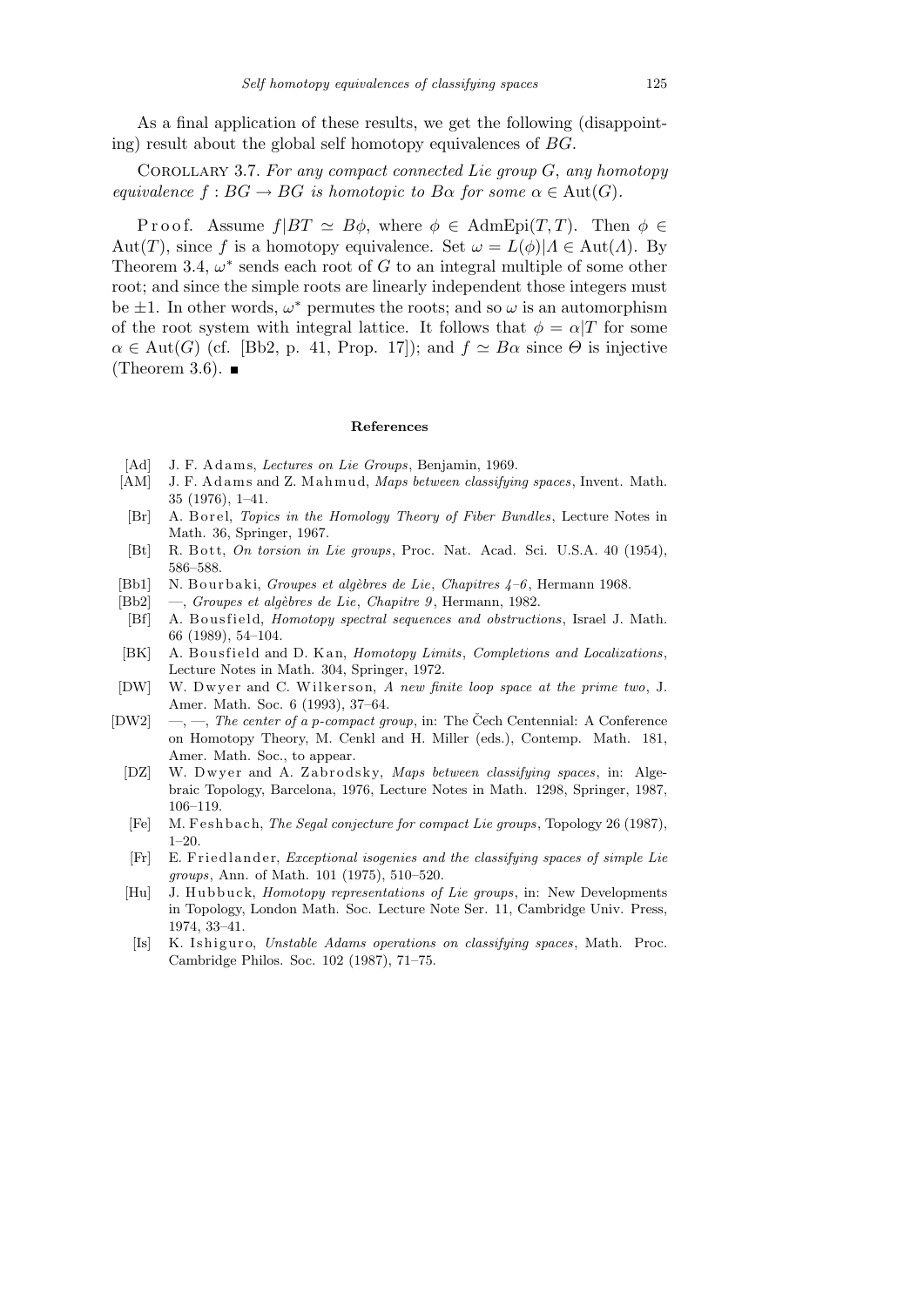As a final application of these results, we get the following (disappointing) result about the global self homotopy equivalences of $BG$.

Corollary 3.7. *For any compact connected Lie group $G$, any homotopy equivalence $f : BG \to BG$ is homotopic to $B\alpha$ for some $\alpha \in \mathrm{Aut}(G)$.*

Proof. Assume $f|BT \simeq B\phi$, where $\phi \in \mathrm{AdmEpi}(T,T)$. Then $\phi \in \mathrm{Aut}(T)$, since $f$ is a homotopy equivalence. Set $\omega = L(\phi)|\Lambda \in \mathrm{Aut}(\Lambda)$. By Theorem 3.4, $\omega^*$ sends each root of $G$ to an integral multiple of some other root; and since the simple roots are linearly independent those integers must be $\pm 1$. In other words, $\omega^*$ permutes the roots; and so $\omega$ is an automorphism of the root system with integral lattice. It follows that $\phi = \alpha|T$ for some $\alpha \in \mathrm{Aut}(G)$ (cf. [Bb2, p. 41, Prop. 17]); and $f \simeq B\alpha$ since $\Theta$ is injective (Theorem 3.6). ∎

## References

- [Ad] J. F. Adams, *Lectures on Lie Groups*, Benjamin, 1969.
- [AM] J. F. Adams and Z. Mahmud, *Maps between classifying spaces*, Invent. Math. 35 (1976), 1–41.
- [Br] A. Borel, *Topics in the Homology Theory of Fiber Bundles*, Lecture Notes in Math. 36, Springer, 1967.
- [Bt] R. Bott, *On torsion in Lie groups*, Proc. Nat. Acad. Sci. U.S.A. 40 (1954), 586–588.
- [Bb1] N. Bourbaki, *Groupes et algèbres de Lie*, *Chapitres 4–6*, Hermann 1968.
- [Bb2] —, *Groupes et algèbres de Lie*, *Chapitre 9*, Hermann, 1982.
- [Bf] A. Bousfield, *Homotopy spectral sequences and obstructions*, Israel J. Math. 66 (1989), 54–104.
- [BK] A. Bousfield and D. Kan, *Homotopy Limits*, *Completions and Localizations*, Lecture Notes in Math. 304, Springer, 1972.
- [DW] W. Dwyer and C. Wilkerson, *A new finite loop space at the prime two*, J. Amer. Math. Soc. 6 (1993), 37–64.
- [DW2] —, —, *The center of a p-compact group*, in: The Čech Centennial: A Conference on Homotopy Theory, M. Cenkl and H. Miller (eds.), Contemp. Math. 181, Amer. Math. Soc., to appear.
- [DZ] W. Dwyer and A. Zabrodsky, *Maps between classifying spaces*, in: Algebraic Topology, Barcelona, 1976, Lecture Notes in Math. 1298, Springer, 1987, 106–119.
- [Fe] M. Feshbach, *The Segal conjecture for compact Lie groups*, Topology 26 (1987), 1–20.
- [Fr] E. Friedlander, *Exceptional isogenies and the classifying spaces of simple Lie groups*, Ann. of Math. 101 (1975), 510–520.
- [Hu] J. Hubbuck, *Homotopy representations of Lie groups*, in: New Developments in Topology, London Math. Soc. Lecture Note Ser. 11, Cambridge Univ. Press, 1974, 33–41.
- [Is] K. Ishiguro, *Unstable Adams operations on classifying spaces*, Math. Proc. Cambridge Philos. Soc. 102 (1987), 71–75.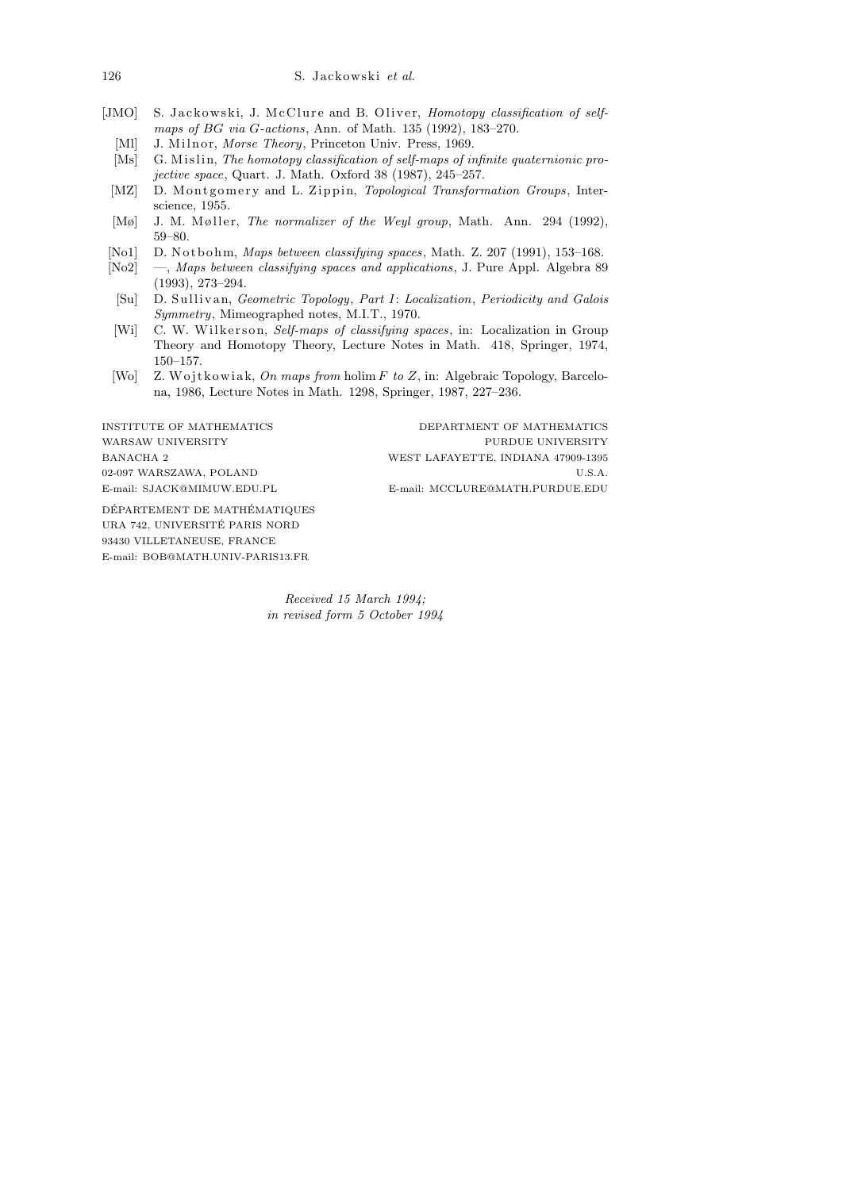[JMO] S. Jackowski, J. McClure and B. Oliver, *Homotopy classification of self-maps of BG via G-actions*, Ann. of Math. 135 (1992), 183–270.

[Ml] J. Milnor, *Morse Theory*, Princeton Univ. Press, 1969.

[Ms] G. Mislin, *The homotopy classification of self-maps of infinite quaternionic projective space*, Quart. J. Math. Oxford 38 (1987), 245–257.

[MZ] D. Montgomery and L. Zippin, *Topological Transformation Groups*, Interscience, 1955.

[Mø] J. M. Møller, *The normalizer of the Weyl group*, Math. Ann. 294 (1992), 59–80.

[No1] D. Notbohm, *Maps between classifying spaces*, Math. Z. 207 (1991), 153–168.

[No2] —, *Maps between classifying spaces and applications*, J. Pure Appl. Algebra 89 (1993), 273–294.

[Su] D. Sullivan, *Geometric Topology*, *Part I*: *Localization*, *Periodicity and Galois Symmetry*, Mimeographed notes, M.I.T., 1970.

[Wi] C. W. Wilkerson, *Self-maps of classifying spaces*, in: Localization in Group Theory and Homotopy Theory, Lecture Notes in Math. 418, Springer, 1974, 150–157.

[Wo] Z. Wojtkowiak, *On maps from* holim $F$ *to* $Z$, in: Algebraic Topology, Barcelona, 1986, Lecture Notes in Math. 1298, Springer, 1987, 227–236.

INSTITUTE OF MATHEMATICS
WARSAW UNIVERSITY
BANACHA 2
02-097 WARSZAWA, POLAND
E-mail: SJACK@MIMUW.EDU.PL

DEPARTMENT OF MATHEMATICS
PURDUE UNIVERSITY
WEST LAFAYETTE, INDIANA 47909-1395
U.S.A.
E-mail: MCCLURE@MATH.PURDUE.EDU

DÉPARTEMENT DE MATHÉMATIQUES
URA 742, UNIVERSITÉ PARIS NORD
93430 VILLETANEUSE, FRANCE
E-mail: BOB@MATH.UNIV-PARIS13.FR

*Received 15 March 1994;*
*in revised form 5 October 1994*